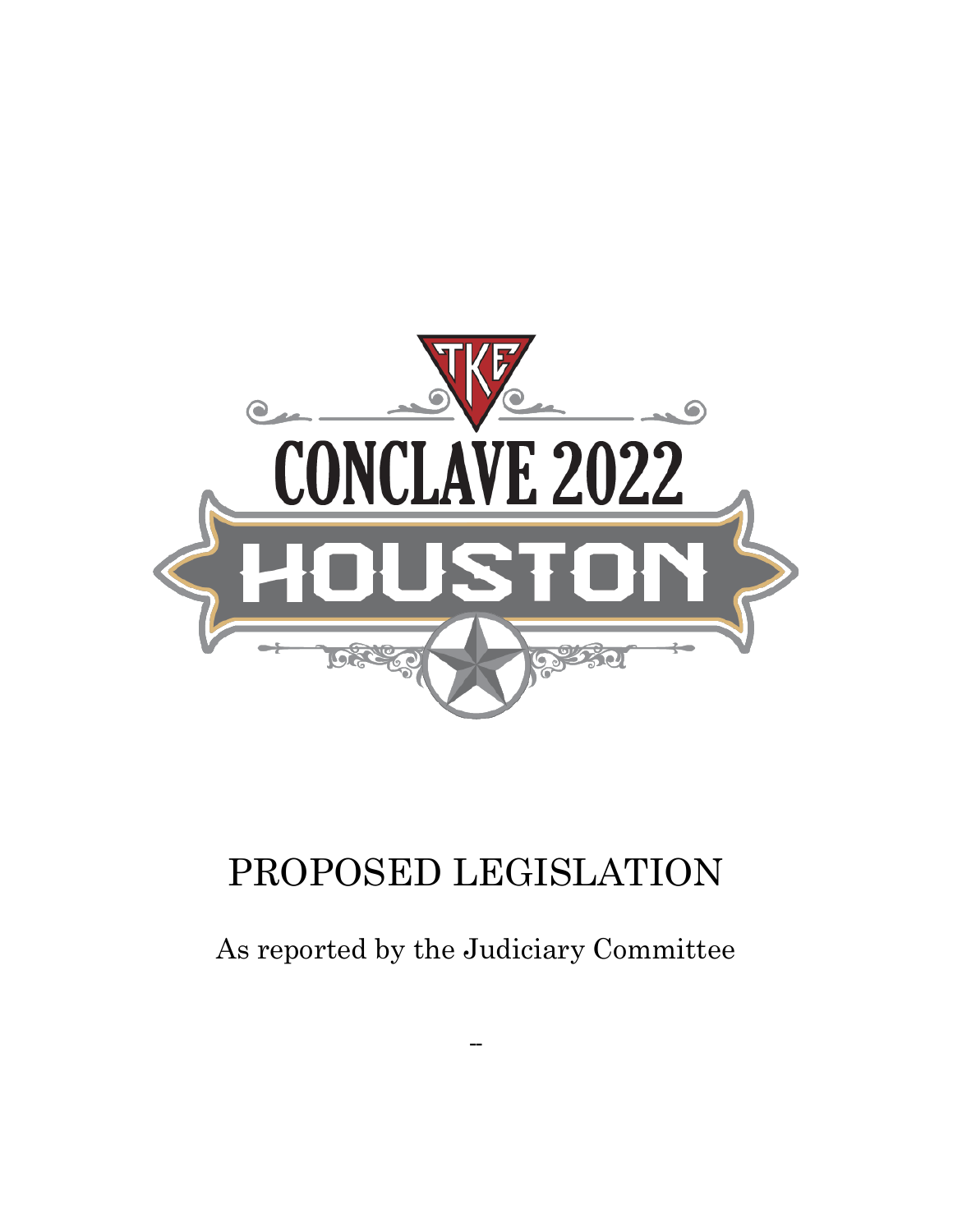TKE

CONCLAVE 2022

HOUSTON

# PROPOSED LEGISLATION

As reported by the Judiciary Committee

--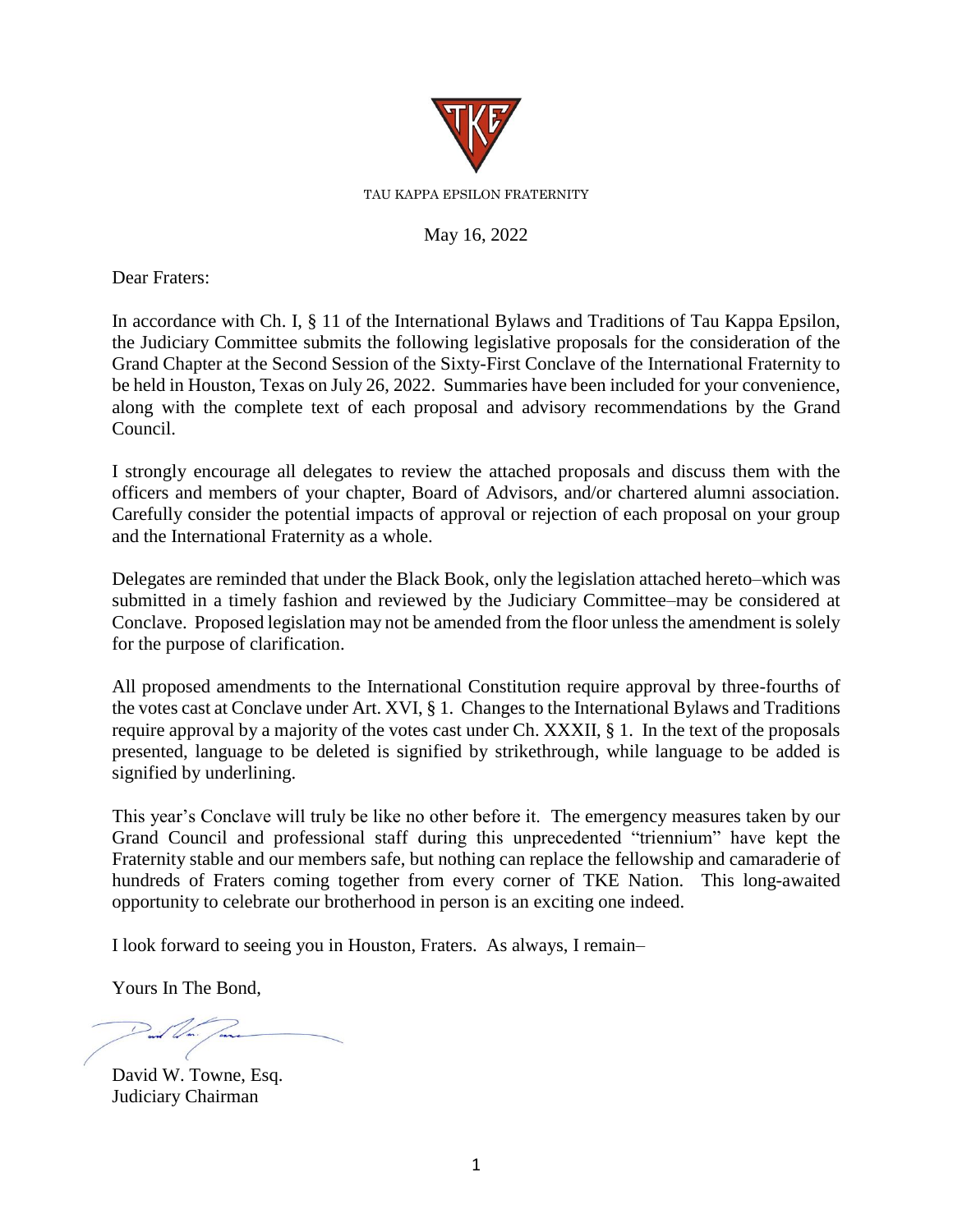TAU KAPPA EPSILON FRATERNITY

May 16, 2022

Dear Fraters:

In accordance with Ch. I, § 11 of the International Bylaws and Traditions of Tau Kappa Epsilon, the Judiciary Committee submits the following legislative proposals for the consideration of the Grand Chapter at the Second Session of the Sixty-First Conclave of the International Fraternity to be held in Houston, Texas on July 26, 2022. Summaries have been included for your convenience, along with the complete text of each proposal and advisory recommendations by the Grand Council.

I strongly encourage all delegates to review the attached proposals and discuss them with the officers and members of your chapter, Board of Advisors, and/or chartered alumni association. Carefully consider the potential impacts of approval or rejection of each proposal on your group and the International Fraternity as a whole.

Delegates are reminded that under the Black Book, only the legislation attached hereto–which was submitted in a timely fashion and reviewed by the Judiciary Committee–may be considered at Conclave. Proposed legislation may not be amended from the floor unless the amendment is solely for the purpose of clarification.

All proposed amendments to the International Constitution require approval by three-fourths of the votes cast at Conclave under Art. XVI, § 1. Changes to the International Bylaws and Traditions require approval by a majority of the votes cast under Ch. XXXII, § 1. In the text of the proposals presented, language to be deleted is signified by strikethrough, while language to be added is signified by underlining.

This year's Conclave will truly be like no other before it. The emergency measures taken by our Grand Council and professional staff during this unprecedented "triennium" have kept the Fraternity stable and our members safe, but nothing can replace the fellowship and camaraderie of hundreds of Fraters coming together from every corner of TKE Nation. This long-awaited opportunity to celebrate our brotherhood in person is an exciting one indeed.

I look forward to seeing you in Houston, Fraters. As always, I remain–

Yours In The Bond,

David W. Towne, Esq.
Judiciary Chairman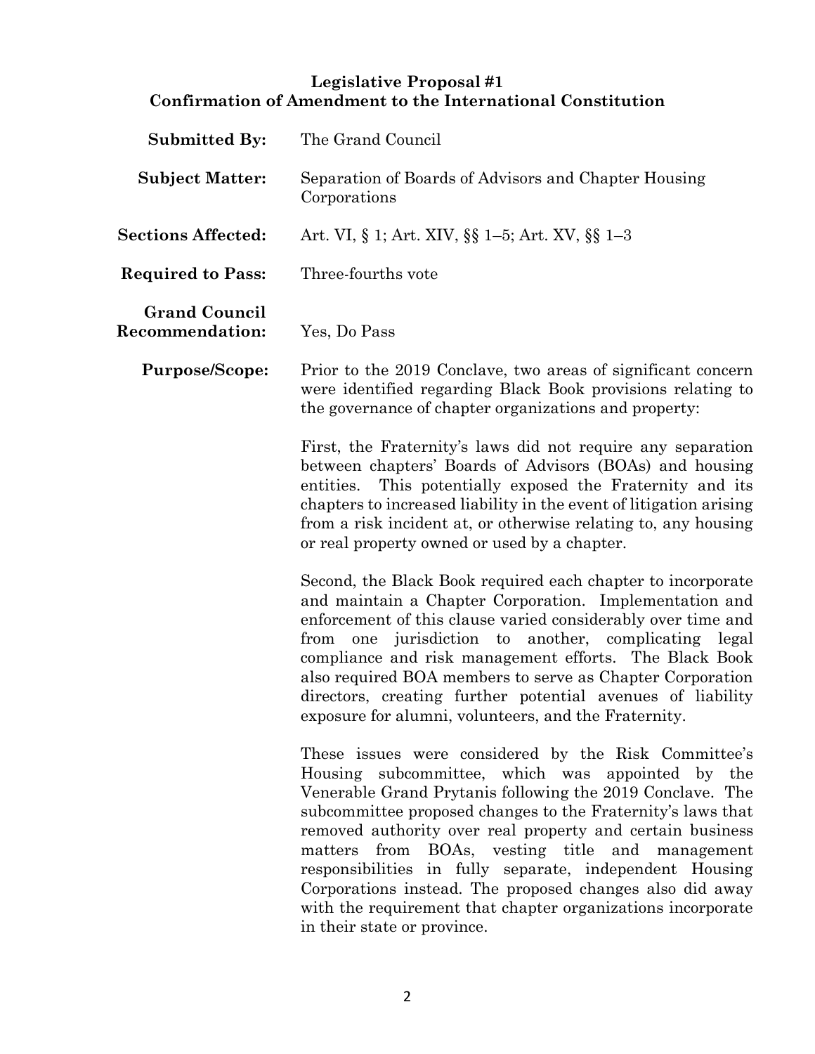**Legislative Proposal #1**
**Confirmation of Amendment to the International Constitution**

**Submitted By:** The Grand Council

**Subject Matter:** Separation of Boards of Advisors and Chapter Housing Corporations

**Sections Affected:** Art. VI, § 1; Art. XIV, §§ 1–5; Art. XV, §§ 1–3

**Required to Pass:** Three-fourths vote

**Grand Council Recommendation:** Yes, Do Pass

**Purpose/Scope:** Prior to the 2019 Conclave, two areas of significant concern were identified regarding Black Book provisions relating to the governance of chapter organizations and property:

First, the Fraternity's laws did not require any separation between chapters' Boards of Advisors (BOAs) and housing entities. This potentially exposed the Fraternity and its chapters to increased liability in the event of litigation arising from a risk incident at, or otherwise relating to, any housing or real property owned or used by a chapter.

Second, the Black Book required each chapter to incorporate and maintain a Chapter Corporation. Implementation and enforcement of this clause varied considerably over time and from one jurisdiction to another, complicating legal compliance and risk management efforts. The Black Book also required BOA members to serve as Chapter Corporation directors, creating further potential avenues of liability exposure for alumni, volunteers, and the Fraternity.

These issues were considered by the Risk Committee's Housing subcommittee, which was appointed by the Venerable Grand Prytanis following the 2019 Conclave. The subcommittee proposed changes to the Fraternity's laws that removed authority over real property and certain business matters from BOAs, vesting title and management responsibilities in fully separate, independent Housing Corporations instead. The proposed changes also did away with the requirement that chapter organizations incorporate in their state or province.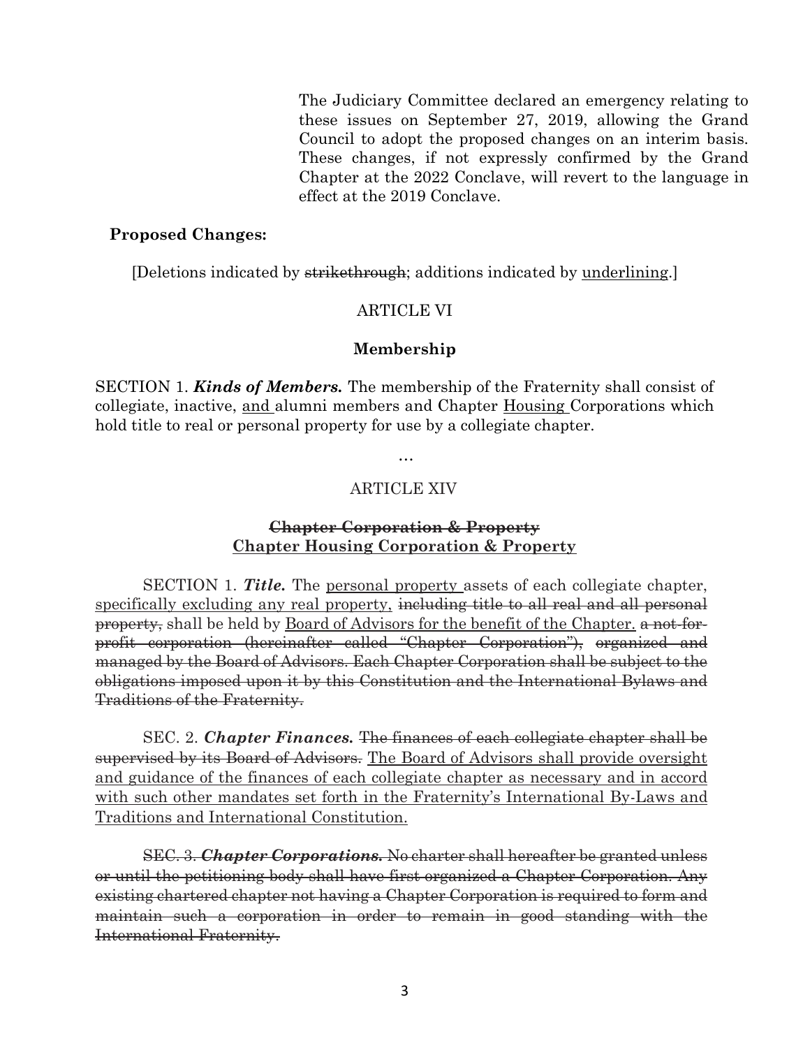The Judiciary Committee declared an emergency relating to these issues on September 27, 2019, allowing the Grand Council to adopt the proposed changes on an interim basis. These changes, if not expressly confirmed by the Grand Chapter at the 2022 Conclave, will revert to the language in effect at the 2019 Conclave.

**Proposed Changes:**

[Deletions indicated by ~~strikethrough~~; additions indicated by <u>underlining</u>.]

ARTICLE VI

**Membership**

SECTION 1. ***Kinds of Members.*** The membership of the Fraternity shall consist of collegiate, inactive, <u>and</u> alumni members and Chapter <u>Housing</u> Corporations which hold title to real or personal property for use by a collegiate chapter.

…

ARTICLE XIV

~~**Chapter Corporation & Property**~~
<u>**Chapter Housing Corporation & Property**</u>

SECTION 1. ***Title.*** The <u>personal property</u> assets of each collegiate chapter, <u>specifically excluding any real property,</u> ~~including title to all real and all personal property,~~ shall be held by <u>Board of Advisors for the benefit of the Chapter.</u> ~~a not-for-profit corporation (hereinafter called "Chapter Corporation"), organized and managed by the Board of Advisors. Each Chapter Corporation shall be subject to the obligations imposed upon it by this Constitution and the International Bylaws and Traditions of the Fraternity.~~

SEC. 2. ***Chapter Finances.*** ~~The finances of each collegiate chapter shall be supervised by its Board of Advisors.~~ <u>The Board of Advisors shall provide oversight and guidance of the finances of each collegiate chapter as necessary and in accord with such other mandates set forth in the Fraternity's International By-Laws and Traditions and International Constitution.</u>

~~SEC. 3. ***Chapter Corporations.*** No charter shall hereafter be granted unless or until the petitioning body shall have first organized a Chapter Corporation. Any existing chartered chapter not having a Chapter Corporation is required to form and maintain such a corporation in order to remain in good standing with the International Fraternity.~~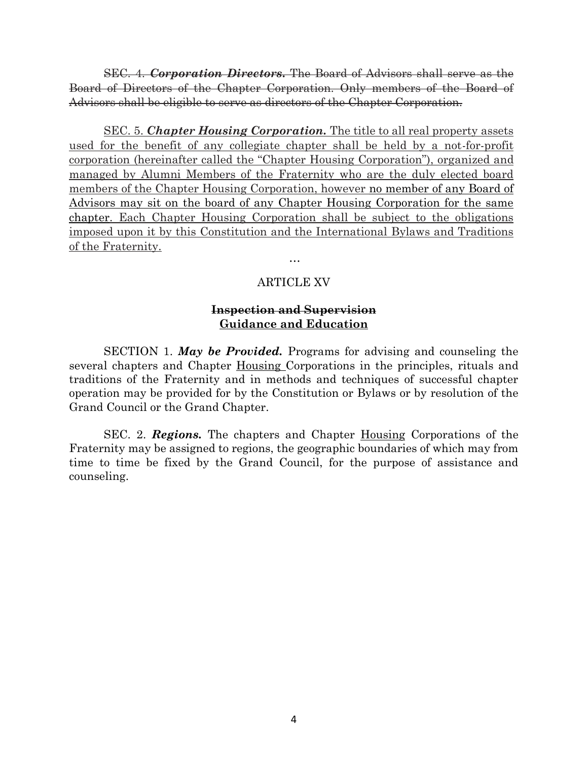~~SEC. 4. ***Corporation Directors.*** The Board of Advisors shall serve as the Board of Directors of the Chapter Corporation. Only members of the Board of Advisors shall be eligible to serve as directors of the Chapter Corporation.~~

<u>SEC. 5. ***Chapter Housing Corporation.*** The title to all real property assets used for the benefit of any collegiate chapter shall be held by a not-for-profit corporation (hereinafter called the "Chapter Housing Corporation"), organized and managed by Alumni Members of the Fraternity who are the duly elected board members of the Chapter Housing Corporation, however no member of any Board of Advisors may sit on the board of any Chapter Housing Corporation for the same chapter. Each Chapter Housing Corporation shall be subject to the obligations imposed upon it by this Constitution and the International Bylaws and Traditions of the Fraternity.</u>

…

ARTICLE XV

~~**Inspection and Supervision**~~
<u>**Guidance and Education**</u>

SECTION 1. ***May be Provided.*** Programs for advising and counseling the several chapters and Chapter <u>Housing</u> Corporations in the principles, rituals and traditions of the Fraternity and in methods and techniques of successful chapter operation may be provided for by the Constitution or Bylaws or by resolution of the Grand Council or the Grand Chapter.

SEC. 2. ***Regions.*** The chapters and Chapter <u>Housing</u> Corporations of the Fraternity may be assigned to regions, the geographic boundaries of which may from time to time be fixed by the Grand Council, for the purpose of assistance and counseling.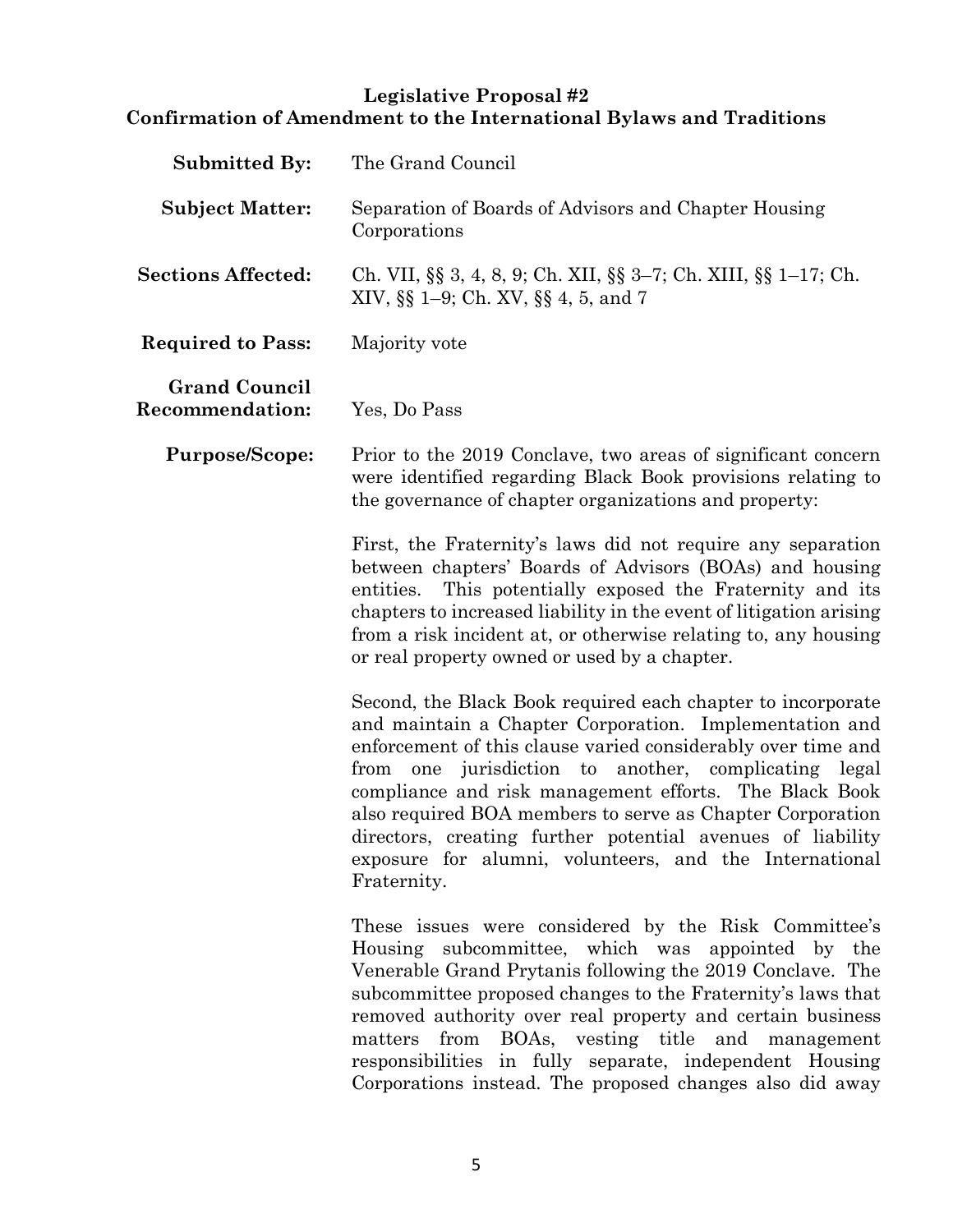**Legislative Proposal #2**
**Confirmation of Amendment to the International Bylaws and Traditions**

**Submitted By:** The Grand Council

**Subject Matter:** Separation of Boards of Advisors and Chapter Housing Corporations

**Sections Affected:** Ch. VII, §§ 3, 4, 8, 9; Ch. XII, §§ 3–7; Ch. XIII, §§ 1–17; Ch. XIV, §§ 1–9; Ch. XV, §§ 4, 5, and 7

**Required to Pass:** Majority vote

**Grand Council Recommendation:** Yes, Do Pass

**Purpose/Scope:** Prior to the 2019 Conclave, two areas of significant concern were identified regarding Black Book provisions relating to the governance of chapter organizations and property:

First, the Fraternity's laws did not require any separation between chapters' Boards of Advisors (BOAs) and housing entities. This potentially exposed the Fraternity and its chapters to increased liability in the event of litigation arising from a risk incident at, or otherwise relating to, any housing or real property owned or used by a chapter.

Second, the Black Book required each chapter to incorporate and maintain a Chapter Corporation. Implementation and enforcement of this clause varied considerably over time and from one jurisdiction to another, complicating legal compliance and risk management efforts. The Black Book also required BOA members to serve as Chapter Corporation directors, creating further potential avenues of liability exposure for alumni, volunteers, and the International Fraternity.

These issues were considered by the Risk Committee's Housing subcommittee, which was appointed by the Venerable Grand Prytanis following the 2019 Conclave. The subcommittee proposed changes to the Fraternity's laws that removed authority over real property and certain business matters from BOAs, vesting title and management responsibilities in fully separate, independent Housing Corporations instead. The proposed changes also did away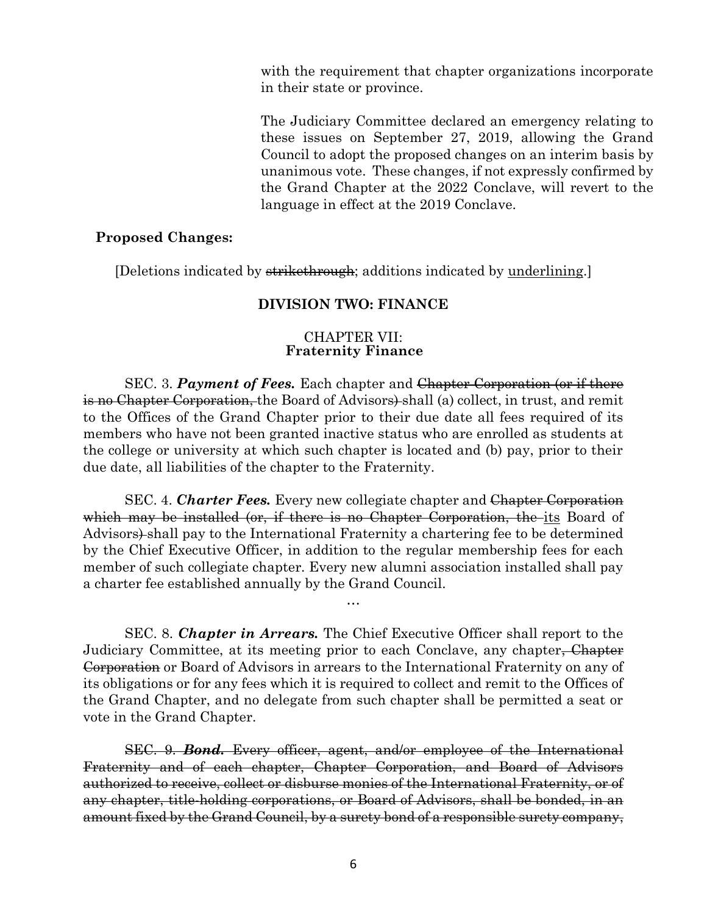with the requirement that chapter organizations incorporate in their state or province.

The Judiciary Committee declared an emergency relating to these issues on September 27, 2019, allowing the Grand Council to adopt the proposed changes on an interim basis by unanimous vote. These changes, if not expressly confirmed by the Grand Chapter at the 2022 Conclave, will revert to the language in effect at the 2019 Conclave.

**Proposed Changes:**

[Deletions indicated by ~~strikethrough~~; additions indicated by <u>underlining</u>.]

## DIVISION TWO: FINANCE

### CHAPTER VII: Fraternity Finance

SEC. 3. ***Payment of Fees.*** Each chapter and ~~Chapter Corporation (or if there is no Chapter Corporation, ~~the Board of Advisors~~)~~ shall (a) collect, in trust, and remit to the Offices of the Grand Chapter prior to their due date all fees required of its members who have not been granted inactive status who are enrolled as students at the college or university at which such chapter is located and (b) pay, prior to their due date, all liabilities of the chapter to the Fraternity.

SEC. 4. ***Charter Fees.*** Every new collegiate chapter and ~~Chapter Corporation which may be installed (or, if there is no Chapter Corporation, the~~ <u>its</u> Board of Advisors~~)~~ shall pay to the International Fraternity a chartering fee to be determined by the Chief Executive Officer, in addition to the regular membership fees for each member of such collegiate chapter. Every new alumni association installed shall pay a charter fee established annually by the Grand Council.

…

SEC. 8. ***Chapter in Arrears.*** The Chief Executive Officer shall report to the Judiciary Committee, at its meeting prior to each Conclave, any chapter~~, Chapter Corporation~~ or Board of Advisors in arrears to the International Fraternity on any of its obligations or for any fees which it is required to collect and remit to the Offices of the Grand Chapter, and no delegate from such chapter shall be permitted a seat or vote in the Grand Chapter.

~~SEC. 9. ***Bond.*** Every officer, agent, and/or employee of the International Fraternity and of each chapter, Chapter Corporation, and Board of Advisors authorized to receive, collect or disburse monies of the International Fraternity, or of any chapter, title-holding corporations, or Board of Advisors, shall be bonded, in an amount fixed by the Grand Council, by a surety bond of a responsible surety company,~~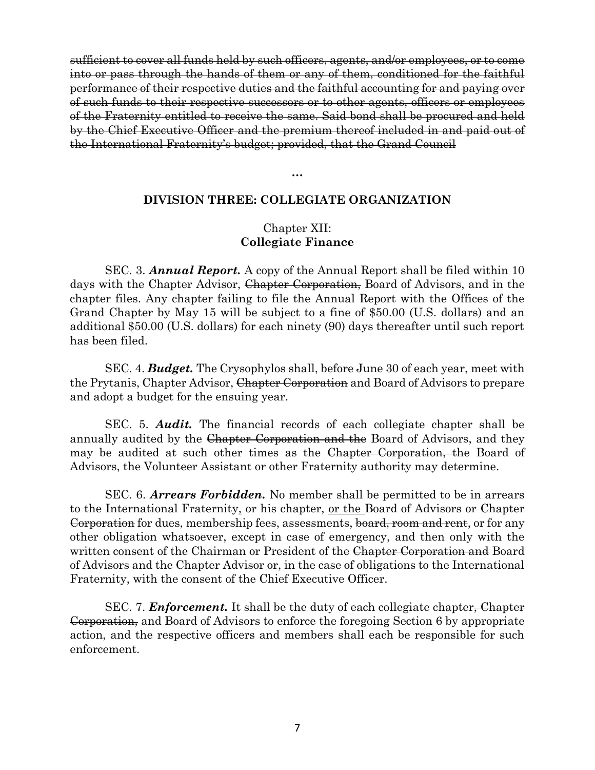~~sufficient to cover all funds held by such officers, agents, and/or employees, or to come into or pass through the hands of them or any of them, conditioned for the faithful performance of their respective duties and the faithful accounting for and paying over of such funds to their respective successors or to other agents, officers or employees of the Fraternity entitled to receive the same. Said bond shall be procured and held by the Chief Executive Officer and the premium thereof included in and paid out of the International Fraternity's budget; provided, that the Grand Council~~

**…**

## DIVISION THREE: COLLEGIATE ORGANIZATION

### Chapter XII: **Collegiate Finance**

SEC. 3. ***Annual Report.*** A copy of the Annual Report shall be filed within 10 days with the Chapter Advisor, ~~Chapter Corporation,~~ Board of Advisors, and in the chapter files. Any chapter failing to file the Annual Report with the Offices of the Grand Chapter by May 15 will be subject to a fine of $50.00 (U.S. dollars) and an additional $50.00 (U.S. dollars) for each ninety (90) days thereafter until such report has been filed.

SEC. 4. ***Budget.*** The Crysophylos shall, before June 30 of each year, meet with the Prytanis, Chapter Advisor, ~~Chapter Corporation~~ and Board of Advisors to prepare and adopt a budget for the ensuing year.

SEC. 5. ***Audit.*** The financial records of each collegiate chapter shall be annually audited by the ~~Chapter Corporation and the~~ Board of Advisors, and they may be audited at such other times as the ~~Chapter Corporation, the~~ Board of Advisors, the Volunteer Assistant or other Fraternity authority may determine.

SEC. 6. ***Arrears Forbidden.*** No member shall be permitted to be in arrears to the International Fraternity<ins>,</ins> ~~or~~ his chapter, <ins>or the</ins> Board of Advisors ~~or Chapter Corporation~~ for dues, membership fees, assessments, ~~board, room and rent~~, or for any other obligation whatsoever, except in case of emergency, and then only with the written consent of the Chairman or President of the ~~Chapter Corporation and~~ Board of Advisors and the Chapter Advisor or, in the case of obligations to the International Fraternity, with the consent of the Chief Executive Officer.

SEC. 7. ***Enforcement.*** It shall be the duty of each collegiate chapter~~, Chapter Corporation,~~ and Board of Advisors to enforce the foregoing Section 6 by appropriate action, and the respective officers and members shall each be responsible for such enforcement.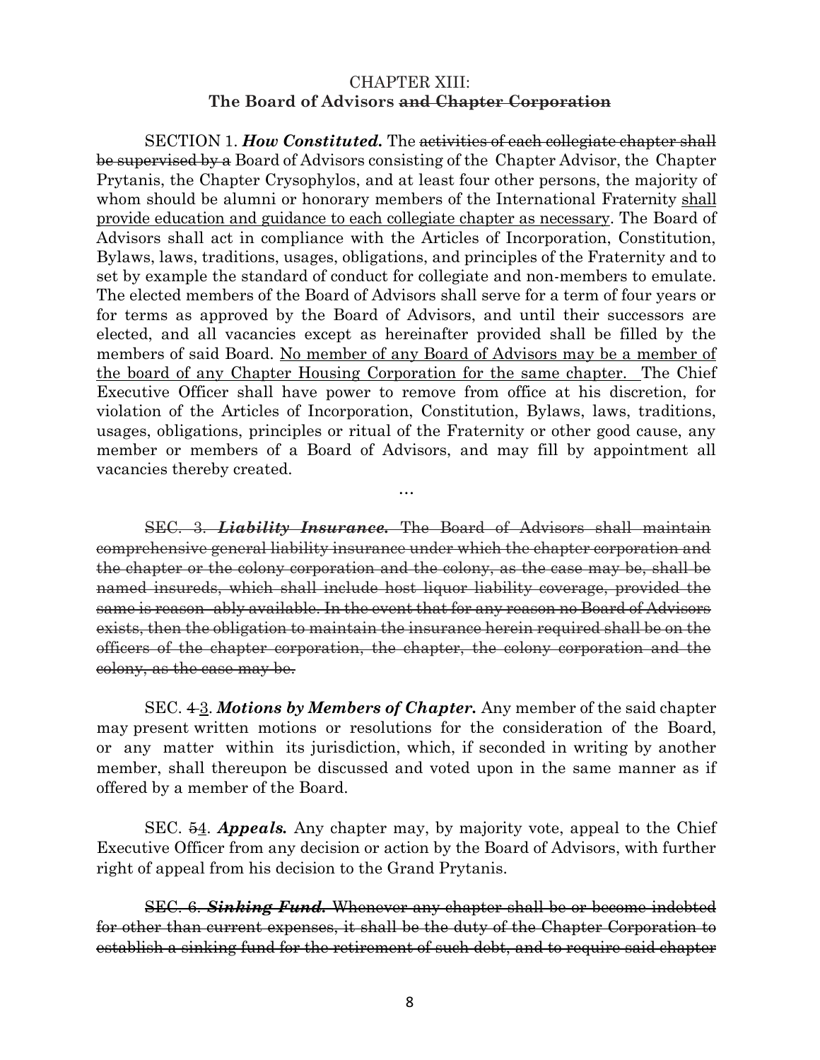CHAPTER XIII:
**The Board of Advisors ~~and Chapter Corporation~~**

SECTION 1. ***How Constituted.*** The ~~activities of each collegiate chapter shall be supervised by a~~ Board of Advisors consisting of the Chapter Advisor, the Chapter Prytanis, the Chapter Crysophylos, and at least four other persons, the majority of whom should be alumni or honorary members of the International Fraternity <u>shall provide education and guidance to each collegiate chapter as necessary</u>. The Board of Advisors shall act in compliance with the Articles of Incorporation, Constitution, Bylaws, laws, traditions, usages, obligations, and principles of the Fraternity and to set by example the standard of conduct for collegiate and non-members to emulate. The elected members of the Board of Advisors shall serve for a term of four years or for terms as approved by the Board of Advisors, and until their successors are elected, and all vacancies except as hereinafter provided shall be filled by the members of said Board. <u>No member of any Board of Advisors may be a member of the board of any Chapter Housing Corporation for the same chapter.</u> The Chief Executive Officer shall have power to remove from office at his discretion, for violation of the Articles of Incorporation, Constitution, Bylaws, laws, traditions, usages, obligations, principles or ritual of the Fraternity or other good cause, any member or members of a Board of Advisors, and may fill by appointment all vacancies thereby created.

…

~~SEC. 3. ***Liability Insurance.*** The Board of Advisors shall maintain comprehensive general liability insurance under which the chapter corporation and the chapter or the colony corporation and the colony, as the case may be, shall be named insureds, which shall include host liquor liability coverage, provided the same is reason- ably available. In the event that for any reason no Board of Advisors exists, then the obligation to maintain the insurance herein required shall be on the officers of the chapter corporation, the chapter, the colony corporation and the colony, as the case may be.~~

SEC. ~~4~~<u>3</u>. ***Motions by Members of Chapter.*** Any member of the said chapter may present written motions or resolutions for the consideration of the Board, or any matter within its jurisdiction, which, if seconded in writing by another member, shall thereupon be discussed and voted upon in the same manner as if offered by a member of the Board.

SEC. ~~5~~<u>4</u>. ***Appeals.*** Any chapter may, by majority vote, appeal to the Chief Executive Officer from any decision or action by the Board of Advisors, with further right of appeal from his decision to the Grand Prytanis.

~~SEC. 6. ***Sinking Fund.*** Whenever any chapter shall be or become indebted for other than current expenses, it shall be the duty of the Chapter Corporation to establish a sinking fund for the retirement of such debt, and to require said chapter~~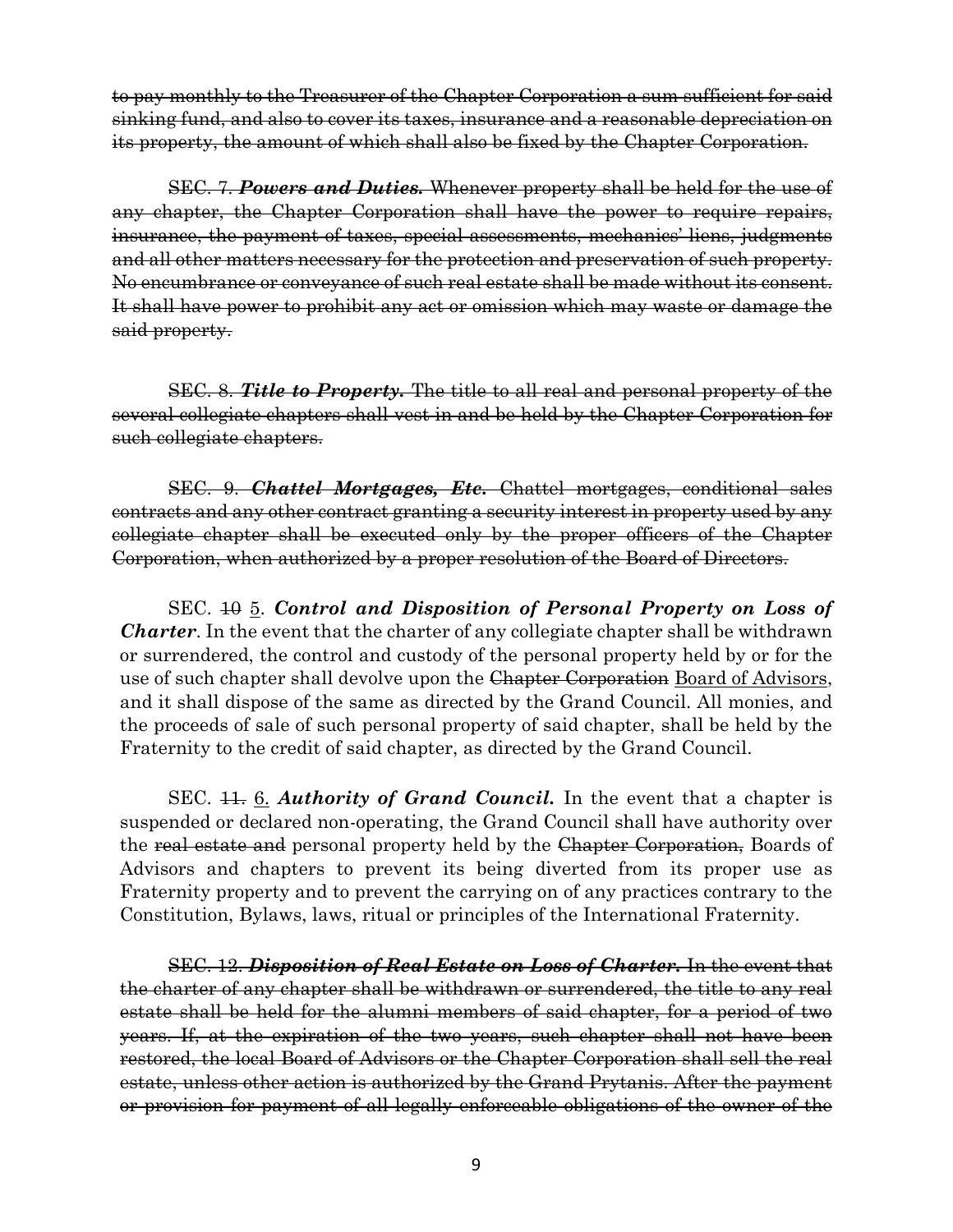~~to pay monthly to the Treasurer of the Chapter Corporation a sum sufficient for said sinking fund, and also to cover its taxes, insurance and a reasonable depreciation on its property, the amount of which shall also be fixed by the Chapter Corporation.~~

~~SEC. 7. ***Powers and Duties.*** Whenever property shall be held for the use of any chapter, the Chapter Corporation shall have the power to require repairs, insurance, the payment of taxes, special assessments, mechanics' liens, judgments and all other matters necessary for the protection and preservation of such property. No encumbrance or conveyance of such real estate shall be made without its consent. It shall have power to prohibit any act or omission which may waste or damage the said property.~~

~~SEC. 8. ***Title to Property.*** The title to all real and personal property of the several collegiate chapters shall vest in and be held by the Chapter Corporation for such collegiate chapters.~~

~~SEC. 9. ***Chattel Mortgages, Etc.*** Chattel mortgages, conditional sales contracts and any other contract granting a security interest in property used by any collegiate chapter shall be executed only by the proper officers of the Chapter Corporation, when authorized by a proper resolution of the Board of Directors.~~

SEC. ~~10~~ <u>5</u>. ***Control and Disposition of Personal Property on Loss of Charter***. In the event that the charter of any collegiate chapter shall be withdrawn or surrendered, the control and custody of the personal property held by or for the use of such chapter shall devolve upon the ~~Chapter Corporation~~ <u>Board of Advisors</u>, and it shall dispose of the same as directed by the Grand Council. All monies, and the proceeds of sale of such personal property of said chapter, shall be held by the Fraternity to the credit of said chapter, as directed by the Grand Council.

SEC. ~~11.~~ <u>6.</u> ***Authority of Grand Council.*** In the event that a chapter is suspended or declared non-operating, the Grand Council shall have authority over the ~~real estate and~~ personal property held by the ~~Chapter Corporation,~~ Boards of Advisors and chapters to prevent its being diverted from its proper use as Fraternity property and to prevent the carrying on of any practices contrary to the Constitution, Bylaws, laws, ritual or principles of the International Fraternity.

~~SEC. 12. ***Disposition of Real Estate on Loss of Charter.*** In the event that the charter of any chapter shall be withdrawn or surrendered, the title to any real estate shall be held for the alumni members of said chapter, for a period of two years. If, at the expiration of the two years, such chapter shall not have been restored, the local Board of Advisors or the Chapter Corporation shall sell the real estate, unless other action is authorized by the Grand Prytanis. After the payment or provision for payment of all legally enforceable obligations of the owner of the~~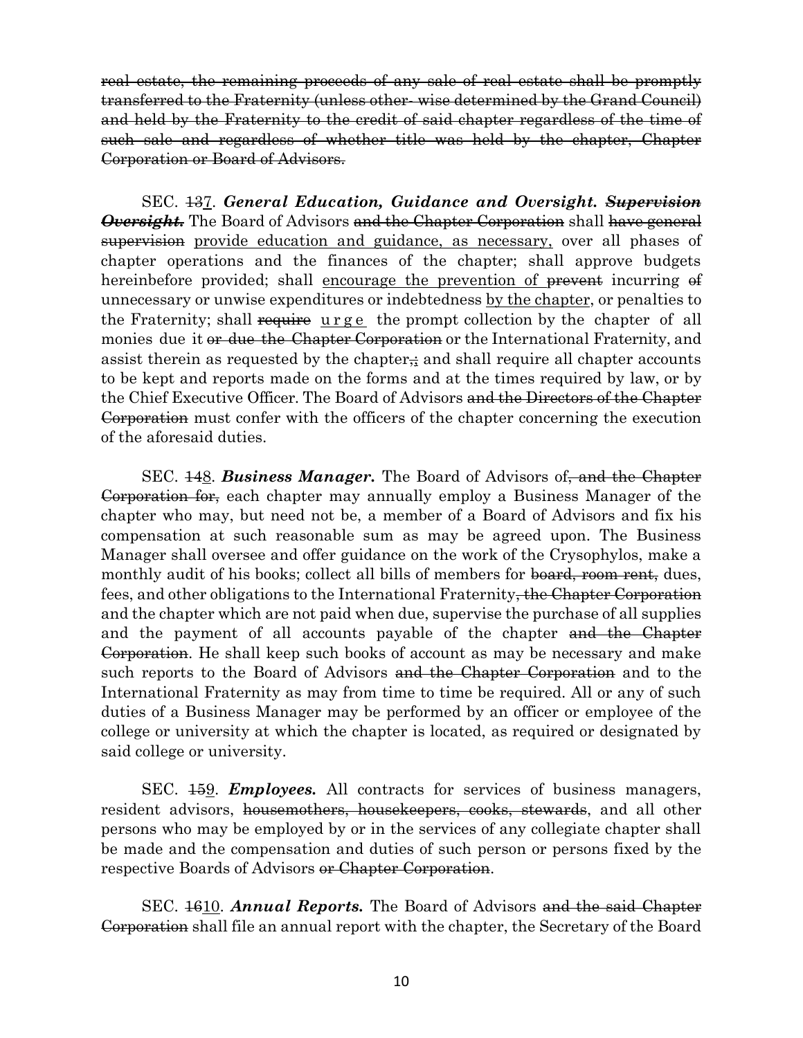~~real estate, the remaining proceeds of any sale of real estate shall be promptly transferred to the Fraternity (unless other- wise determined by the Grand Council) and held by the Fraternity to the credit of said chapter regardless of the time of such sale and regardless of whether title was held by the chapter, Chapter Corporation or Board of Advisors.~~

SEC. ~~13~~<u>7</u>. ***General Education, Guidance and Oversight.*** ~~***Supervision Oversight.***~~ The Board of Advisors ~~and the Chapter Corporation~~ shall ~~have general supervision~~ <u>provide education and guidance, as necessary,</u> over all phases of chapter operations and the finances of the chapter; shall approve budgets hereinbefore provided; shall <u>encourage the prevention of</u> ~~prevent~~ incurring ~~of~~ unnecessary or unwise expenditures or indebtedness <u>by the chapter</u>, or penalties to the Fraternity; shall ~~require~~ <u>urge</u> the prompt collection by the chapter of all monies due it ~~or due the Chapter Corporation~~ or the International Fraternity, and assist therein as requested by the chapter~~,;~~ and shall require all chapter accounts to be kept and reports made on the forms and at the times required by law, or by the Chief Executive Officer. The Board of Advisors ~~and the Directors of the Chapter Corporation~~ must confer with the officers of the chapter concerning the execution of the aforesaid duties.

SEC. ~~14~~<u>8</u>. ***Business Manager.*** The Board of Advisors of~~, and the Chapter Corporation for,~~ each chapter may annually employ a Business Manager of the chapter who may, but need not be, a member of a Board of Advisors and fix his compensation at such reasonable sum as may be agreed upon. The Business Manager shall oversee and offer guidance on the work of the Crysophylos, make a monthly audit of his books; collect all bills of members for ~~board, room rent,~~ dues, fees, and other obligations to the International Fraternity~~, the Chapter Corporation~~ and the chapter which are not paid when due, supervise the purchase of all supplies and the payment of all accounts payable of the chapter ~~and the Chapter Corporation~~. He shall keep such books of account as may be necessary and make such reports to the Board of Advisors ~~and the Chapter Corporation~~ and to the International Fraternity as may from time to time be required. All or any of such duties of a Business Manager may be performed by an officer or employee of the college or university at which the chapter is located, as required or designated by said college or university.

SEC. ~~15~~<u>9</u>. ***Employees.*** All contracts for services of business managers, resident advisors, ~~housemothers, housekeepers, cooks, stewards~~, and all other persons who may be employed by or in the services of any collegiate chapter shall be made and the compensation and duties of such person or persons fixed by the respective Boards of Advisors ~~or Chapter Corporation~~.

SEC. ~~16~~<u>10</u>. ***Annual Reports.*** The Board of Advisors ~~and the said Chapter Corporation~~ shall file an annual report with the chapter, the Secretary of the Board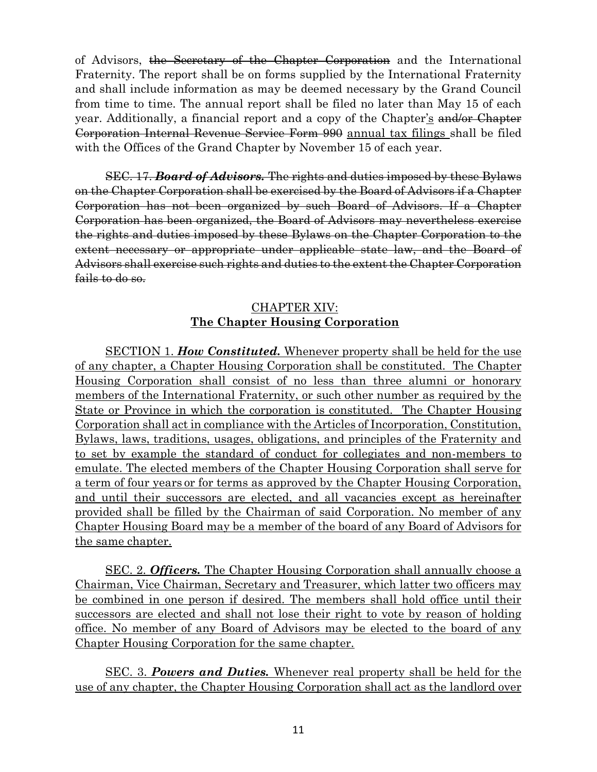of Advisors, ~~the Secretary of the Chapter Corporation~~ and the International Fraternity. The report shall be on forms supplied by the International Fraternity and shall include information as may be deemed necessary by the Grand Council from time to time. The annual report shall be filed no later than May 15 of each year. Additionally, a financial report and a copy of the Chapter<u>'s</u> ~~and/or Chapter Corporation Internal Revenue Service Form 990~~ <u>annual tax filings</u> shall be filed with the Offices of the Grand Chapter by November 15 of each year.

~~SEC. 17. ***Board of Advisors.*** The rights and duties imposed by these Bylaws on the Chapter Corporation shall be exercised by the Board of Advisors if a Chapter Corporation has not been organized by such Board of Advisors. If a Chapter Corporation has been organized, the Board of Advisors may nevertheless exercise the rights and duties imposed by these Bylaws on the Chapter Corporation to the extent necessary or appropriate under applicable state law, and the Board of Advisors shall exercise such rights and duties to the extent the Chapter Corporation fails to do so.~~

## <u>CHAPTER XIV:</u>
## <u>**The Chapter Housing Corporation**</u>

<u>SECTION 1. ***How Constituted.*** Whenever property shall be held for the use of any chapter, a Chapter Housing Corporation shall be constituted. The Chapter Housing Corporation shall consist of no less than three alumni or honorary members of the International Fraternity, or such other number as required by the State or Province in which the corporation is constituted. The Chapter Housing Corporation shall act in compliance with the Articles of Incorporation, Constitution, Bylaws, laws, traditions, usages, obligations, and principles of the Fraternity and to set by example the standard of conduct for collegiates and non-members to emulate. The elected members of the Chapter Housing Corporation shall serve for a term of four years or for terms as approved by the Chapter Housing Corporation, and until their successors are elected, and all vacancies except as hereinafter provided shall be filled by the Chairman of said Corporation. No member of any Chapter Housing Board may be a member of the board of any Board of Advisors for the same chapter.</u>

<u>SEC. 2. ***Officers.*** The Chapter Housing Corporation shall annually choose a Chairman, Vice Chairman, Secretary and Treasurer, which latter two officers may be combined in one person if desired. The members shall hold office until their successors are elected and shall not lose their right to vote by reason of holding office. No member of any Board of Advisors may be elected to the board of any Chapter Housing Corporation for the same chapter.</u>

<u>SEC. 3. ***Powers and Duties.*** Whenever real property shall be held for the use of any chapter, the Chapter Housing Corporation shall act as the landlord over</u>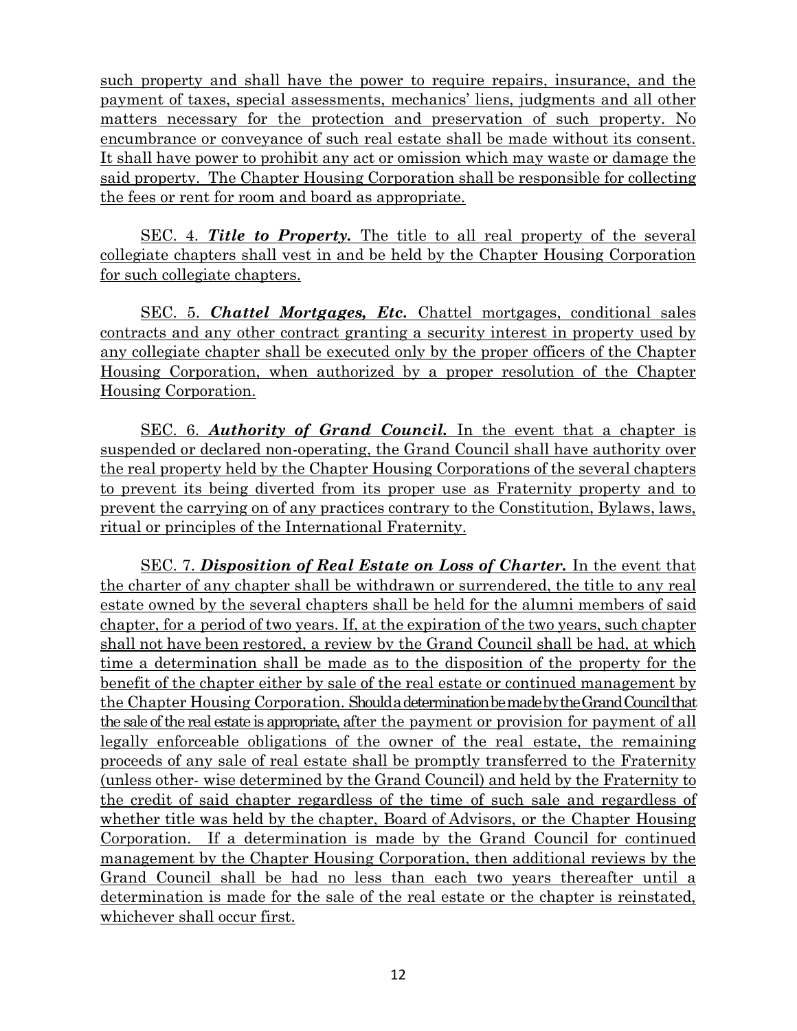such property and shall have the power to require repairs, insurance, and the payment of taxes, special assessments, mechanics' liens, judgments and all other matters necessary for the protection and preservation of such property. No encumbrance or conveyance of such real estate shall be made without its consent. It shall have power to prohibit any act or omission which may waste or damage the said property. The Chapter Housing Corporation shall be responsible for collecting the fees or rent for room and board as appropriate.

SEC. 4. ***Title to Property.*** The title to all real property of the several collegiate chapters shall vest in and be held by the Chapter Housing Corporation for such collegiate chapters.

SEC. 5. ***Chattel Mortgages, Etc.*** Chattel mortgages, conditional sales contracts and any other contract granting a security interest in property used by any collegiate chapter shall be executed only by the proper officers of the Chapter Housing Corporation, when authorized by a proper resolution of the Chapter Housing Corporation.

SEC. 6. ***Authority of Grand Council.*** In the event that a chapter is suspended or declared non-operating, the Grand Council shall have authority over the real property held by the Chapter Housing Corporations of the several chapters to prevent its being diverted from its proper use as Fraternity property and to prevent the carrying on of any practices contrary to the Constitution, Bylaws, laws, ritual or principles of the International Fraternity.

SEC. 7. ***Disposition of Real Estate on Loss of Charter.*** In the event that the charter of any chapter shall be withdrawn or surrendered, the title to any real estate owned by the several chapters shall be held for the alumni members of said chapter, for a period of two years. If, at the expiration of the two years, such chapter shall not have been restored, a review by the Grand Council shall be had, at which time a determination shall be made as to the disposition of the property for the benefit of the chapter either by sale of the real estate or continued management by the Chapter Housing Corporation. Should a determination be made by the Grand Council that the sale of the real estate is appropriate, after the payment or provision for payment of all legally enforceable obligations of the owner of the real estate, the remaining proceeds of any sale of real estate shall be promptly transferred to the Fraternity (unless other- wise determined by the Grand Council) and held by the Fraternity to the credit of said chapter regardless of the time of such sale and regardless of whether title was held by the chapter, Board of Advisors, or the Chapter Housing Corporation. If a determination is made by the Grand Council for continued management by the Chapter Housing Corporation, then additional reviews by the Grand Council shall be had no less than each two years thereafter until a determination is made for the sale of the real estate or the chapter is reinstated, whichever shall occur first.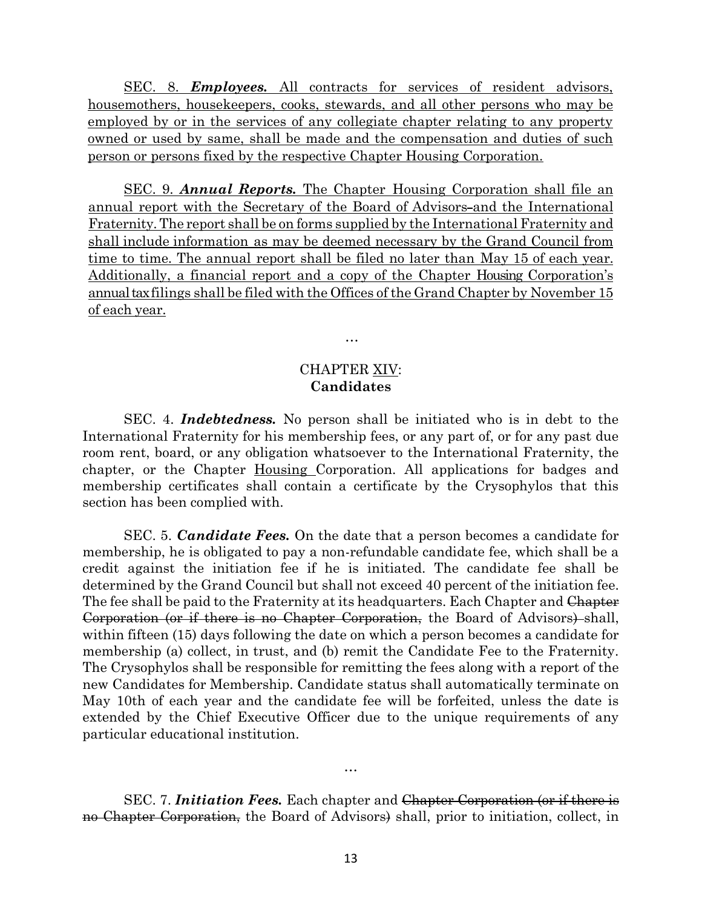<u>SEC. 8. ***Employees.*** All contracts for services of resident advisors, housemothers, housekeepers, cooks, stewards, and all other persons who may be employed by or in the services of any collegiate chapter relating to any property owned or used by same, shall be made and the compensation and duties of such person or persons fixed by the respective Chapter Housing Corporation.</u>

<u>SEC. 9. ***Annual Reports.*** The Chapter Housing Corporation shall file an annual report with the Secretary of the Board of Advisors and the International Fraternity. The report shall be on forms supplied by the International Fraternity and shall include information as may be deemed necessary by the Grand Council from time to time. The annual report shall be filed no later than May 15 of each year. Additionally, a financial report and a copy of the Chapter Housing Corporation's annual tax filings shall be filed with the Offices of the Grand Chapter by November 15 of each year.</u>

…

## CHAPTER <u>XIV</u>:
## **Candidates**

SEC. 4. ***Indebtedness.*** No person shall be initiated who is in debt to the International Fraternity for his membership fees, or any part of, or for any past due room rent, board, or any obligation whatsoever to the International Fraternity, the chapter, or the Chapter <u>Housing</u> Corporation. All applications for badges and membership certificates shall contain a certificate by the Crysophylos that this section has been complied with.

SEC. 5. ***Candidate Fees.*** On the date that a person becomes a candidate for membership, he is obligated to pay a non-refundable candidate fee, which shall be a credit against the initiation fee if he is initiated. The candidate fee shall be determined by the Grand Council but shall not exceed 40 percent of the initiation fee. The fee shall be paid to the Fraternity at its headquarters. Each Chapter and ~~Chapter Corporation (or if there is no Chapter Corporation,~~ the Board of Advisors~~)~~ shall, within fifteen (15) days following the date on which a person becomes a candidate for membership (a) collect, in trust, and (b) remit the Candidate Fee to the Fraternity. The Crysophylos shall be responsible for remitting the fees along with a report of the new Candidates for Membership. Candidate status shall automatically terminate on May 10th of each year and the candidate fee will be forfeited, unless the date is extended by the Chief Executive Officer due to the unique requirements of any particular educational institution.

…

SEC. 7. ***Initiation Fees.*** Each chapter and ~~Chapter Corporation (or if there is no Chapter Corporation,~~ the Board of Advisors~~)~~ shall, prior to initiation, collect, in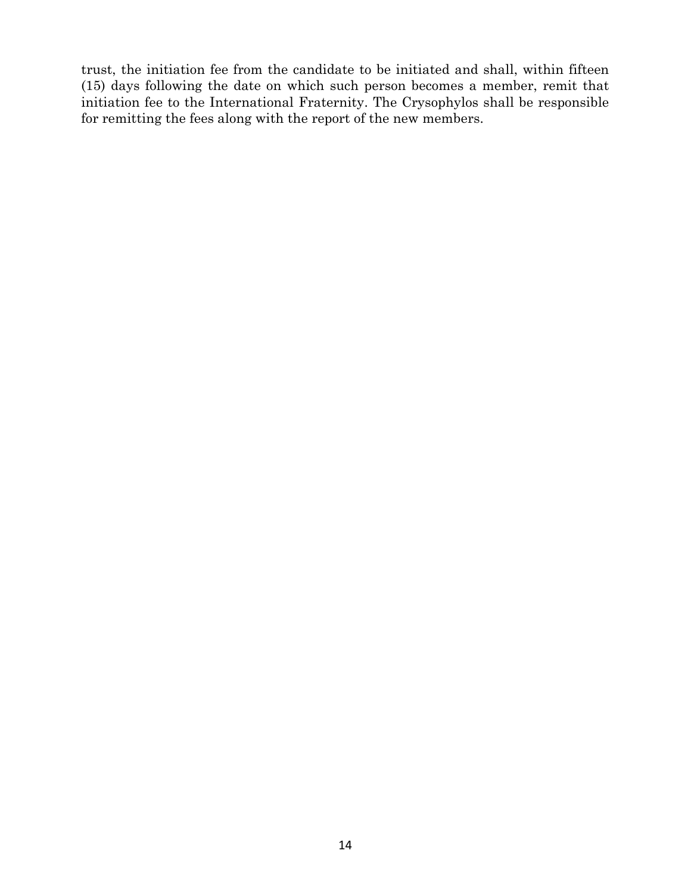trust, the initiation fee from the candidate to be initiated and shall, within fifteen (15) days following the date on which such person becomes a member, remit that initiation fee to the International Fraternity. The Crysophylos shall be responsible for remitting the fees along with the report of the new members.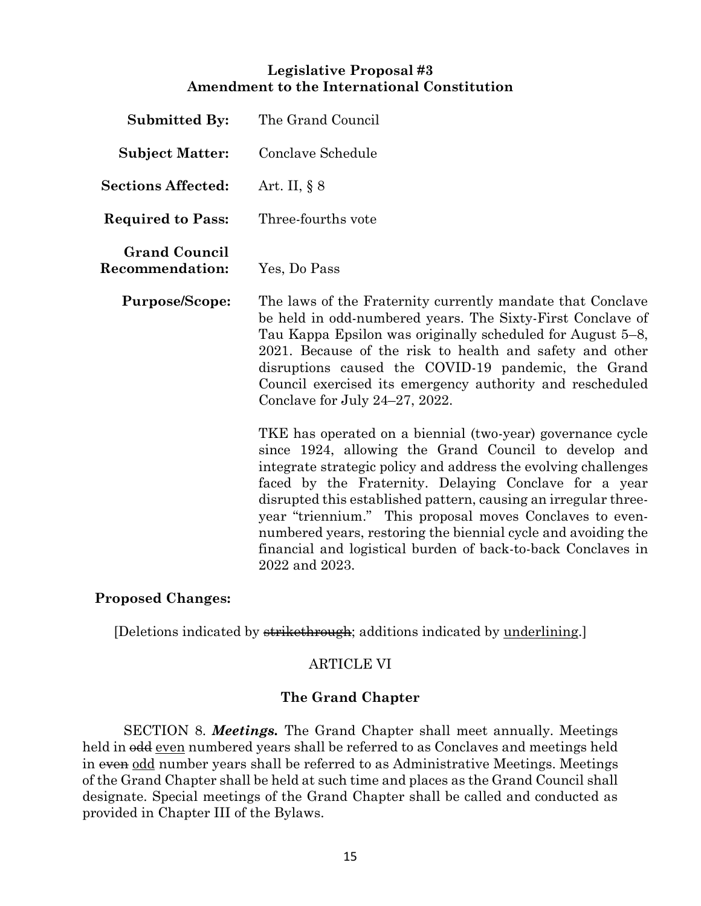**Legislative Proposal #3**
**Amendment to the International Constitution**

**Submitted By:** The Grand Council

**Subject Matter:** Conclave Schedule

**Sections Affected:** Art. II, § 8

**Required to Pass:** Three-fourths vote

**Grand Council Recommendation:** Yes, Do Pass

**Purpose/Scope:** The laws of the Fraternity currently mandate that Conclave be held in odd-numbered years. The Sixty-First Conclave of Tau Kappa Epsilon was originally scheduled for August 5–8, 2021. Because of the risk to health and safety and other disruptions caused the COVID-19 pandemic, the Grand Council exercised its emergency authority and rescheduled Conclave for July 24–27, 2022.

TKE has operated on a biennial (two-year) governance cycle since 1924, allowing the Grand Council to develop and integrate strategic policy and address the evolving challenges faced by the Fraternity. Delaying Conclave for a year disrupted this established pattern, causing an irregular three-year "triennium." This proposal moves Conclaves to even-numbered years, restoring the biennial cycle and avoiding the financial and logistical burden of back-to-back Conclaves in 2022 and 2023.

**Proposed Changes:**

[Deletions indicated by ~~strikethrough~~; additions indicated by <u>underlining</u>.]

ARTICLE VI

**The Grand Chapter**

SECTION 8. ***Meetings.*** The Grand Chapter shall meet annually. Meetings held in ~~odd~~ <u>even</u> numbered years shall be referred to as Conclaves and meetings held in ~~even~~ <u>odd</u> number years shall be referred to as Administrative Meetings. Meetings of the Grand Chapter shall be held at such time and places as the Grand Council shall designate. Special meetings of the Grand Chapter shall be called and conducted as provided in Chapter III of the Bylaws.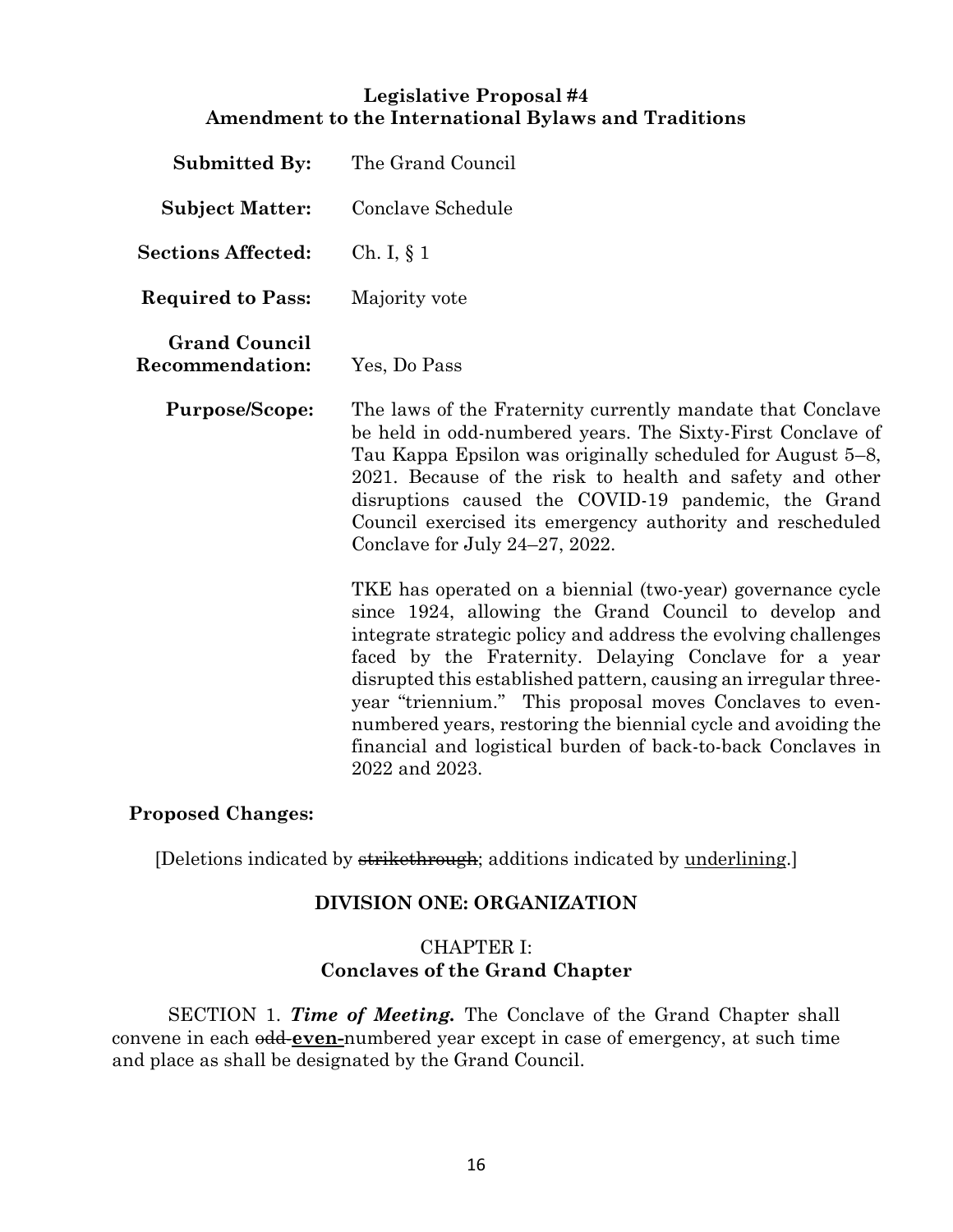## Legislative Proposal #4
## Amendment to the International Bylaws and Traditions

**Submitted By:** The Grand Council

**Subject Matter:** Conclave Schedule

**Sections Affected:** Ch. I, § 1

**Required to Pass:** Majority vote

**Grand Council Recommendation:** Yes, Do Pass

**Purpose/Scope:** The laws of the Fraternity currently mandate that Conclave be held in odd-numbered years. The Sixty-First Conclave of Tau Kappa Epsilon was originally scheduled for August 5–8, 2021. Because of the risk to health and safety and other disruptions caused the COVID-19 pandemic, the Grand Council exercised its emergency authority and rescheduled Conclave for July 24–27, 2022.

TKE has operated on a biennial (two-year) governance cycle since 1924, allowing the Grand Council to develop and integrate strategic policy and address the evolving challenges faced by the Fraternity. Delaying Conclave for a year disrupted this established pattern, causing an irregular three-year "triennium." This proposal moves Conclaves to even-numbered years, restoring the biennial cycle and avoiding the financial and logistical burden of back-to-back Conclaves in 2022 and 2023.

**Proposed Changes:**

[Deletions indicated by ~~strikethrough~~; additions indicated by <u>underlining</u>.]

### DIVISION ONE: ORGANIZATION

### CHAPTER I:
### Conclaves of the Grand Chapter

SECTION 1. ***Time of Meeting.*** The Conclave of the Grand Chapter shall convene in each ~~odd~~ **<u>even-</u>**numbered year except in case of emergency, at such time and place as shall be designated by the Grand Council.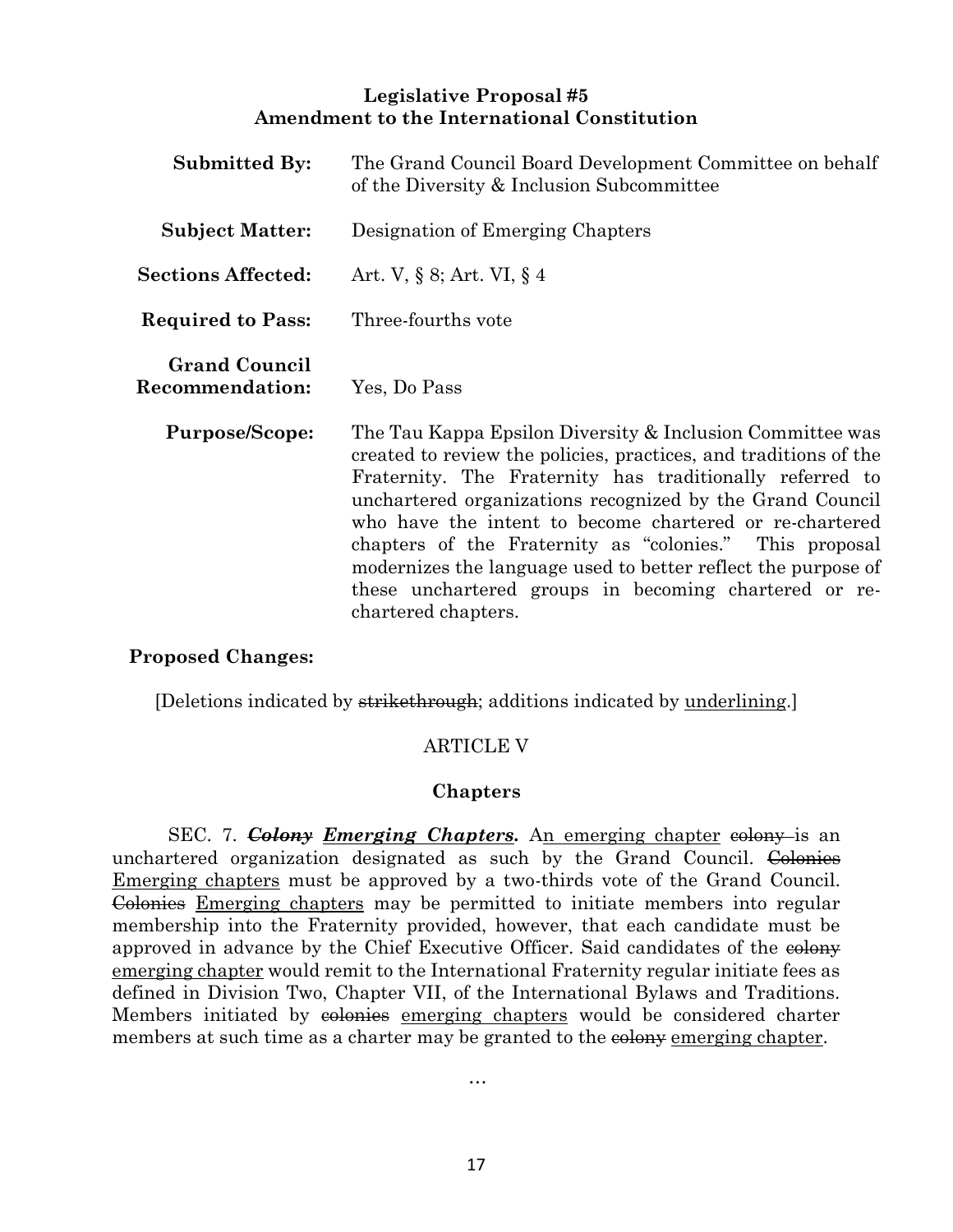**Legislative Proposal #5**
**Amendment to the International Constitution**

**Submitted By:** The Grand Council Board Development Committee on behalf of the Diversity & Inclusion Subcommittee

**Subject Matter:** Designation of Emerging Chapters

**Sections Affected:** Art. V, § 8; Art. VI, § 4

**Required to Pass:** Three-fourths vote

**Grand Council Recommendation:** Yes, Do Pass

**Purpose/Scope:** The Tau Kappa Epsilon Diversity & Inclusion Committee was created to review the policies, practices, and traditions of the Fraternity. The Fraternity has traditionally referred to unchartered organizations recognized by the Grand Council who have the intent to become chartered or re-chartered chapters of the Fraternity as "colonies." This proposal modernizes the language used to better reflect the purpose of these unchartered groups in becoming chartered or re-chartered chapters.

**Proposed Changes:**

[Deletions indicated by ~~strikethrough~~; additions indicated by <u>underlining</u>.]

ARTICLE V

**Chapters**

SEC. 7. ***~~Colony~~*** ***<u>Emerging Chapters</u>*.** A<u>n emerging chapter</u> ~~colony~~ is an unchartered organization designated as such by the Grand Council. ~~Colonies~~ <u>Emerging chapters</u> must be approved by a two-thirds vote of the Grand Council. ~~Colonies~~ <u>Emerging chapters</u> may be permitted to initiate members into regular membership into the Fraternity provided, however, that each candidate must be approved in advance by the Chief Executive Officer. Said candidates of the ~~colony~~ <u>emerging chapter</u> would remit to the International Fraternity regular initiate fees as defined in Division Two, Chapter VII, of the International Bylaws and Traditions. Members initiated by ~~colonies~~ <u>emerging chapters</u> would be considered charter members at such time as a charter may be granted to the ~~colony~~ <u>emerging chapter</u>.

…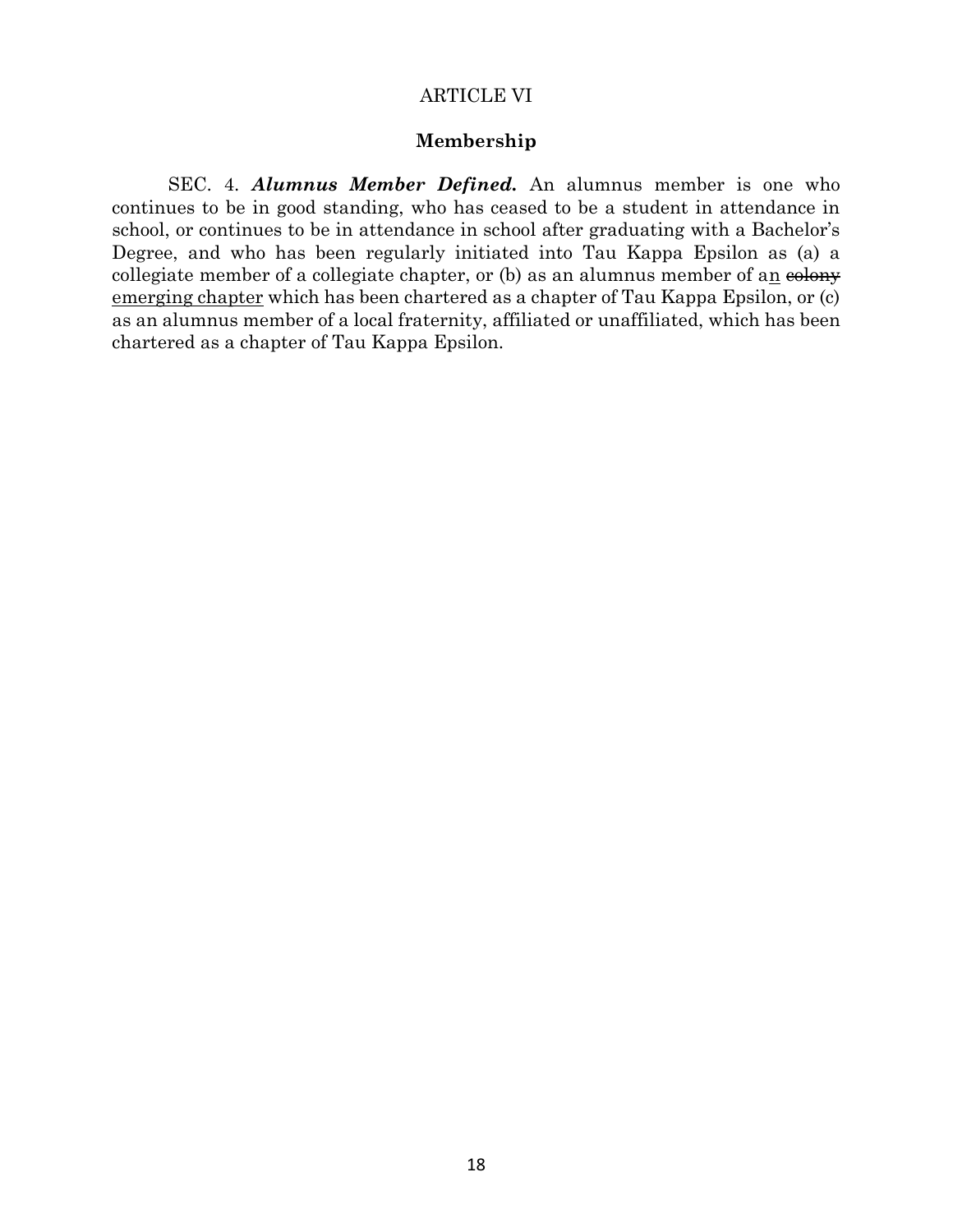ARTICLE VI

**Membership**

SEC. 4. ***Alumnus Member Defined.*** An alumnus member is one who continues to be in good standing, who has ceased to be a student in attendance in school, or continues to be in attendance in school after graduating with a Bachelor's Degree, and who has been regularly initiated into Tau Kappa Epsilon as (a) a collegiate member of a collegiate chapter, or (b) as an alumnus member of a<u>n</u> ~~colony~~ <u>emerging chapter</u> which has been chartered as a chapter of Tau Kappa Epsilon, or (c) as an alumnus member of a local fraternity, affiliated or unaffiliated, which has been chartered as a chapter of Tau Kappa Epsilon.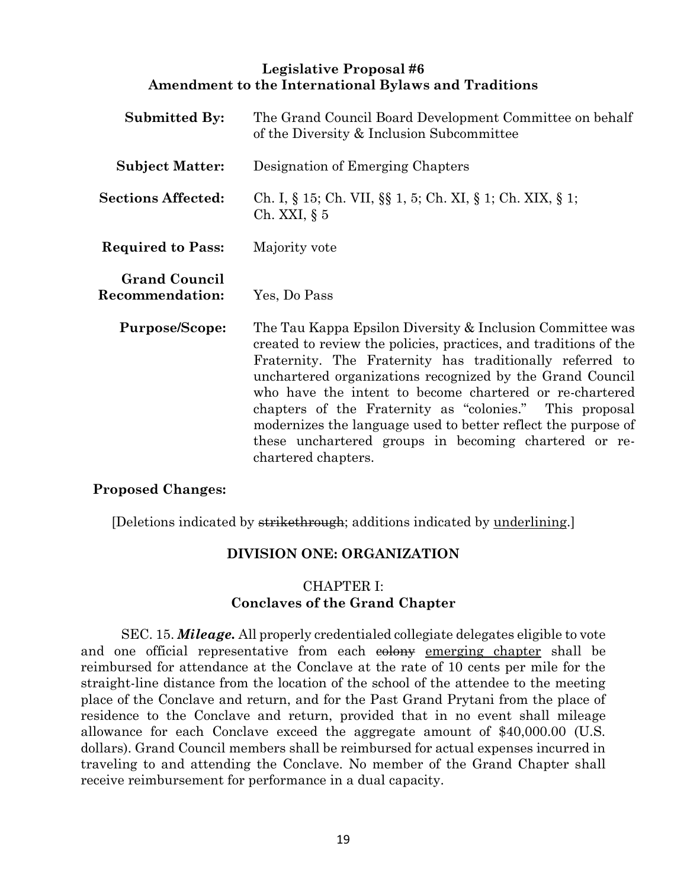**Legislative Proposal #6**
**Amendment to the International Bylaws and Traditions**

**Submitted By:** The Grand Council Board Development Committee on behalf of the Diversity & Inclusion Subcommittee

**Subject Matter:** Designation of Emerging Chapters

**Sections Affected:** Ch. I, § 15; Ch. VII, §§ 1, 5; Ch. XI, § 1; Ch. XIX, § 1; Ch. XXI, § 5

**Required to Pass:** Majority vote

**Grand Council Recommendation:** Yes, Do Pass

**Purpose/Scope:** The Tau Kappa Epsilon Diversity & Inclusion Committee was created to review the policies, practices, and traditions of the Fraternity. The Fraternity has traditionally referred to unchartered organizations recognized by the Grand Council who have the intent to become chartered or re-chartered chapters of the Fraternity as "colonies." This proposal modernizes the language used to better reflect the purpose of these unchartered groups in becoming chartered or re-chartered chapters.

**Proposed Changes:**

[Deletions indicated by ~~strikethrough~~; additions indicated by <u>underlining</u>.]

### DIVISION ONE: ORGANIZATION

### CHAPTER I:
### Conclaves of the Grand Chapter

SEC. 15. ***Mileage.*** All properly credentialed collegiate delegates eligible to vote and one official representative from each ~~colony~~ <u>emerging chapter</u> shall be reimbursed for attendance at the Conclave at the rate of 10 cents per mile for the straight-line distance from the location of the school of the attendee to the meeting place of the Conclave and return, and for the Past Grand Prytani from the place of residence to the Conclave and return, provided that in no event shall mileage allowance for each Conclave exceed the aggregate amount of $40,000.00 (U.S. dollars). Grand Council members shall be reimbursed for actual expenses incurred in traveling to and attending the Conclave. No member of the Grand Chapter shall receive reimbursement for performance in a dual capacity.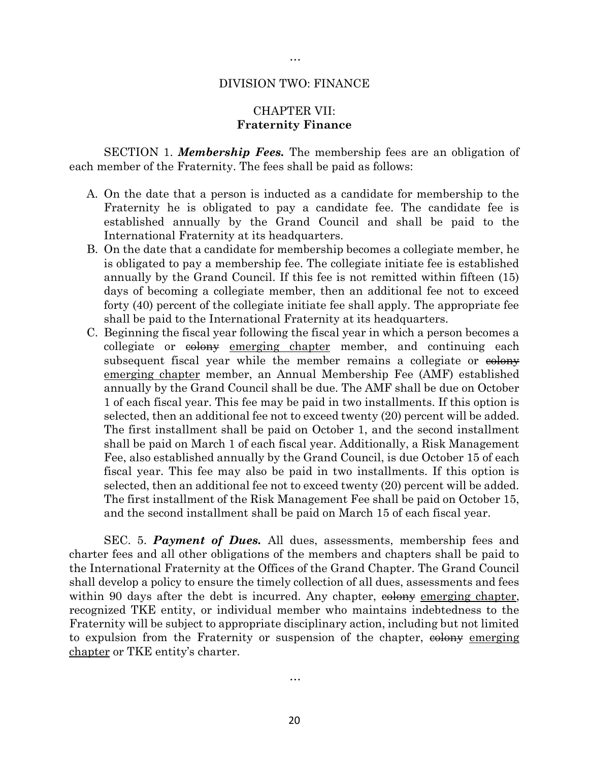…

DIVISION TWO: FINANCE

CHAPTER VII:
**Fraternity Finance**

SECTION 1. ***Membership Fees.*** The membership fees are an obligation of each member of the Fraternity. The fees shall be paid as follows:

A. On the date that a person is inducted as a candidate for membership to the Fraternity he is obligated to pay a candidate fee. The candidate fee is established annually by the Grand Council and shall be paid to the International Fraternity at its headquarters.
B. On the date that a candidate for membership becomes a collegiate member, he is obligated to pay a membership fee. The collegiate initiate fee is established annually by the Grand Council. If this fee is not remitted within fifteen (15) days of becoming a collegiate member, then an additional fee not to exceed forty (40) percent of the collegiate initiate fee shall apply. The appropriate fee shall be paid to the International Fraternity at its headquarters.
C. Beginning the fiscal year following the fiscal year in which a person becomes a collegiate or ~~colony~~ <u>emerging chapter</u> member, and continuing each subsequent fiscal year while the member remains a collegiate or ~~colony~~ <u>emerging chapter</u> member, an Annual Membership Fee (AMF) established annually by the Grand Council shall be due. The AMF shall be due on October 1 of each fiscal year. This fee may be paid in two installments. If this option is selected, then an additional fee not to exceed twenty (20) percent will be added. The first installment shall be paid on October 1, and the second installment shall be paid on March 1 of each fiscal year. Additionally, a Risk Management Fee, also established annually by the Grand Council, is due October 15 of each fiscal year. This fee may also be paid in two installments. If this option is selected, then an additional fee not to exceed twenty (20) percent will be added. The first installment of the Risk Management Fee shall be paid on October 15, and the second installment shall be paid on March 15 of each fiscal year.

SEC. 5. ***Payment of Dues.*** All dues, assessments, membership fees and charter fees and all other obligations of the members and chapters shall be paid to the International Fraternity at the Offices of the Grand Chapter. The Grand Council shall develop a policy to ensure the timely collection of all dues, assessments and fees within 90 days after the debt is incurred. Any chapter, ~~colony~~ <u>emerging chapter</u>, recognized TKE entity, or individual member who maintains indebtedness to the Fraternity will be subject to appropriate disciplinary action, including but not limited to expulsion from the Fraternity or suspension of the chapter, ~~colony~~ <u>emerging chapter</u> or TKE entity's charter.

…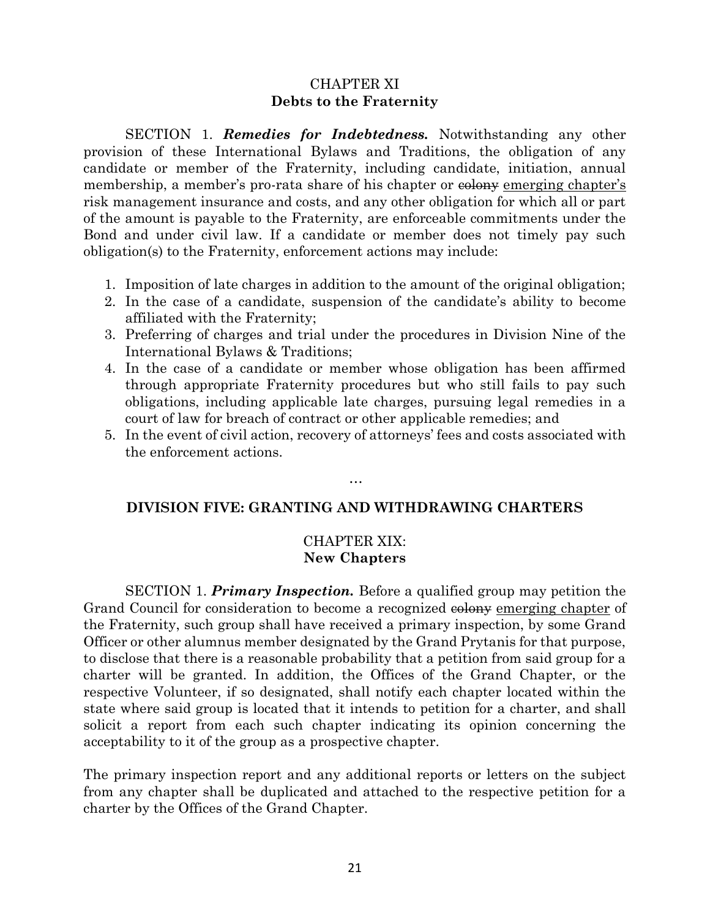## CHAPTER XI
## Debts to the Fraternity

SECTION 1. ***Remedies for Indebtedness.*** Notwithstanding any other provision of these International Bylaws and Traditions, the obligation of any candidate or member of the Fraternity, including candidate, initiation, annual membership, a member's pro-rata share of his chapter or ~~colony~~ <u>emerging chapter's</u> risk management insurance and costs, and any other obligation for which all or part of the amount is payable to the Fraternity, are enforceable commitments under the Bond and under civil law. If a candidate or member does not timely pay such obligation(s) to the Fraternity, enforcement actions may include:

1. Imposition of late charges in addition to the amount of the original obligation;
2. In the case of a candidate, suspension of the candidate's ability to become affiliated with the Fraternity;
3. Preferring of charges and trial under the procedures in Division Nine of the International Bylaws & Traditions;
4. In the case of a candidate or member whose obligation has been affirmed through appropriate Fraternity procedures but who still fails to pay such obligations, including applicable late charges, pursuing legal remedies in a court of law for breach of contract or other applicable remedies; and
5. In the event of civil action, recovery of attorneys' fees and costs associated with the enforcement actions.

…

# DIVISION FIVE: GRANTING AND WITHDRAWING CHARTERS

## CHAPTER XIX:
## New Chapters

SECTION 1. ***Primary Inspection.*** Before a qualified group may petition the Grand Council for consideration to become a recognized ~~colony~~ <u>emerging chapter</u> of the Fraternity, such group shall have received a primary inspection, by some Grand Officer or other alumnus member designated by the Grand Prytanis for that purpose, to disclose that there is a reasonable probability that a petition from said group for a charter will be granted. In addition, the Offices of the Grand Chapter, or the respective Volunteer, if so designated, shall notify each chapter located within the state where said group is located that it intends to petition for a charter, and shall solicit a report from each such chapter indicating its opinion concerning the acceptability to it of the group as a prospective chapter.

The primary inspection report and any additional reports or letters on the subject from any chapter shall be duplicated and attached to the respective petition for a charter by the Offices of the Grand Chapter.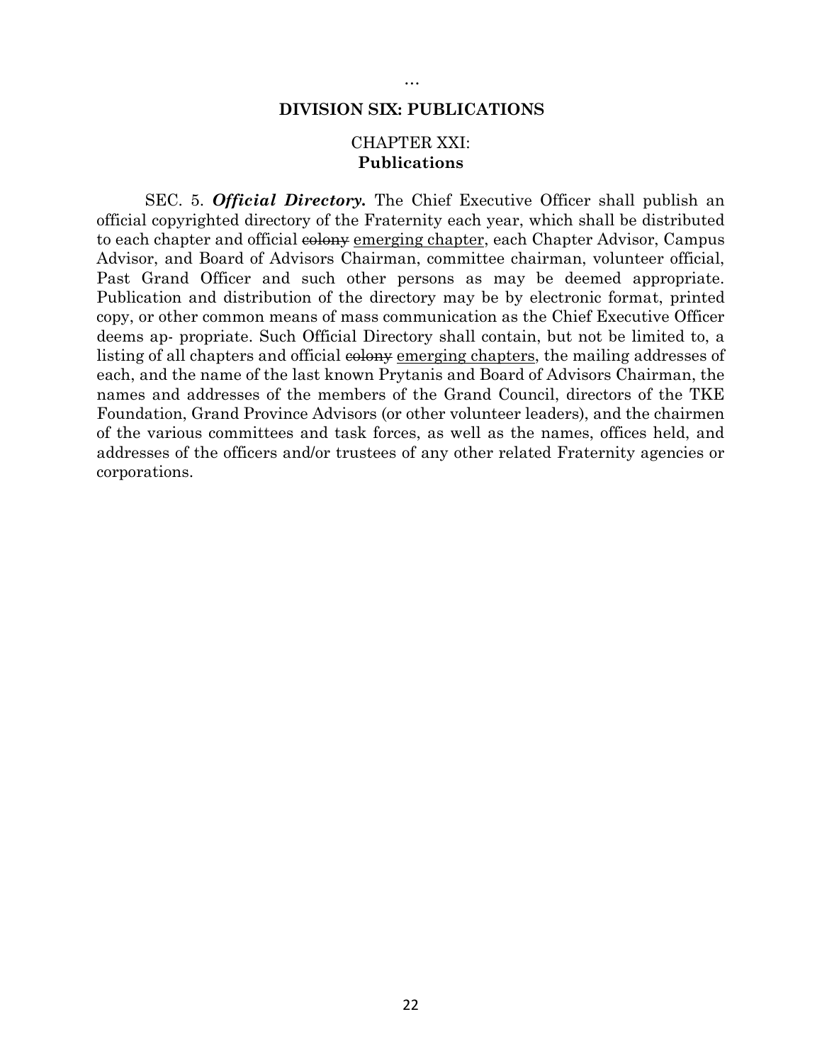…

## DIVISION SIX: PUBLICATIONS

### CHAPTER XXI:
### Publications

SEC. 5. ***Official Directory.*** The Chief Executive Officer shall publish an official copyrighted directory of the Fraternity each year, which shall be distributed to each chapter and official ~~colony~~ <u>emerging chapter</u>, each Chapter Advisor, Campus Advisor, and Board of Advisors Chairman, committee chairman, volunteer official, Past Grand Officer and such other persons as may be deemed appropriate. Publication and distribution of the directory may be by electronic format, printed copy, or other common means of mass communication as the Chief Executive Officer deems ap- propriate. Such Official Directory shall contain, but not be limited to, a listing of all chapters and official ~~colony~~ <u>emerging chapters</u>, the mailing addresses of each, and the name of the last known Prytanis and Board of Advisors Chairman, the names and addresses of the members of the Grand Council, directors of the TKE Foundation, Grand Province Advisors (or other volunteer leaders), and the chairmen of the various committees and task forces, as well as the names, offices held, and addresses of the officers and/or trustees of any other related Fraternity agencies or corporations.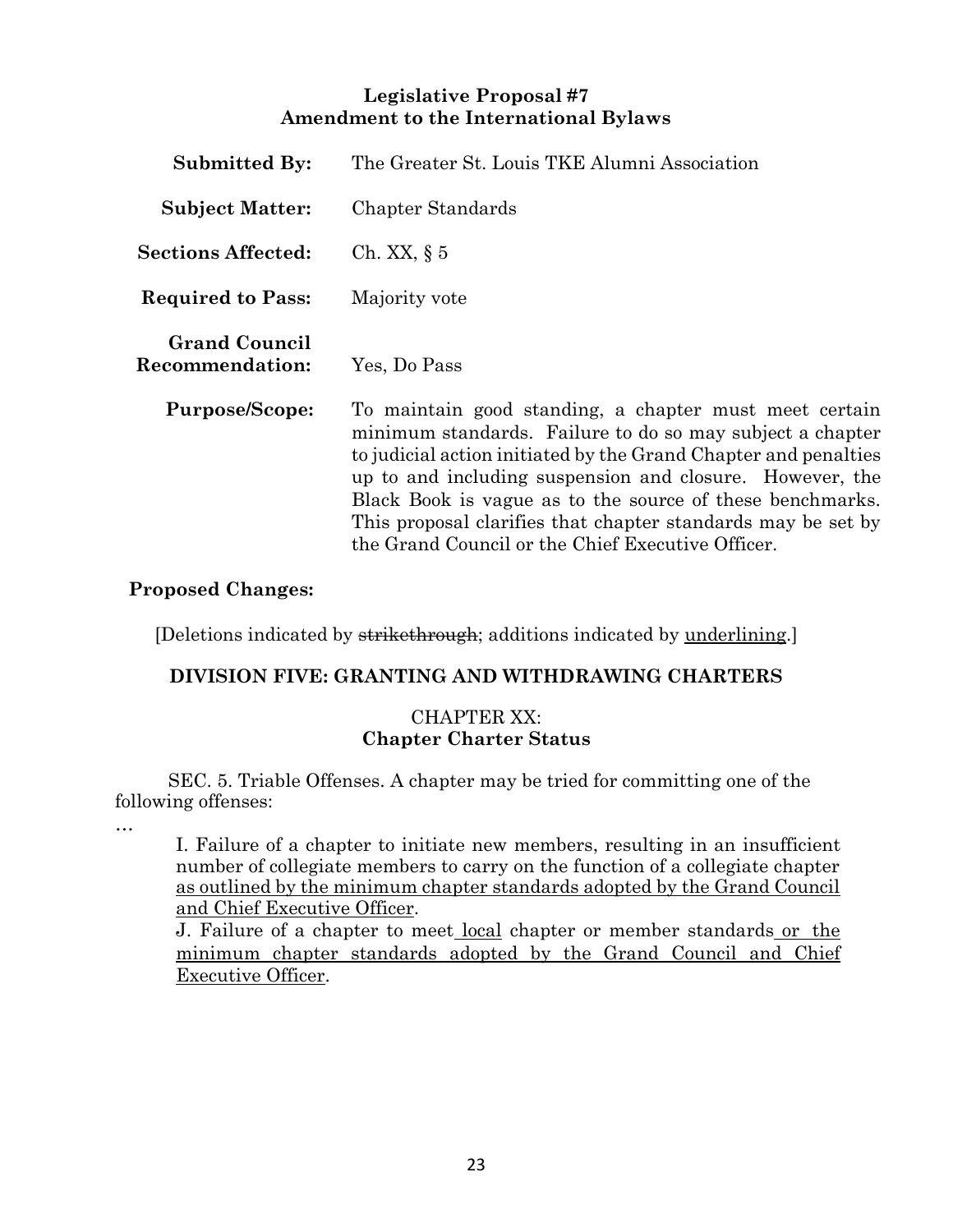**Legislative Proposal #7**
**Amendment to the International Bylaws**

**Submitted By:** The Greater St. Louis TKE Alumni Association

**Subject Matter:** Chapter Standards

**Sections Affected:** Ch. XX, § 5

**Required to Pass:** Majority vote

**Grand Council Recommendation:** Yes, Do Pass

**Purpose/Scope:** To maintain good standing, a chapter must meet certain minimum standards. Failure to do so may subject a chapter to judicial action initiated by the Grand Chapter and penalties up to and including suspension and closure. However, the Black Book is vague as to the source of these benchmarks. This proposal clarifies that chapter standards may be set by the Grand Council or the Chief Executive Officer.

**Proposed Changes:**

[Deletions indicated by ~~strikethrough~~; additions indicated by <u>underlining</u>.]

**DIVISION FIVE: GRANTING AND WITHDRAWING CHARTERS**

CHAPTER XX:
**Chapter Charter Status**

SEC. 5. Triable Offenses. A chapter may be tried for committing one of the following offenses:

…

I. Failure of a chapter to initiate new members, resulting in an insufficient number of collegiate members to carry on the function of a collegiate chapter <u>as outlined by the minimum chapter standards adopted by the Grand Council and Chief Executive Officer</u>.

J. Failure of a chapter to meet <u>local</u> chapter or member standards <u>or the minimum chapter standards adopted by the Grand Council and Chief Executive Officer</u>.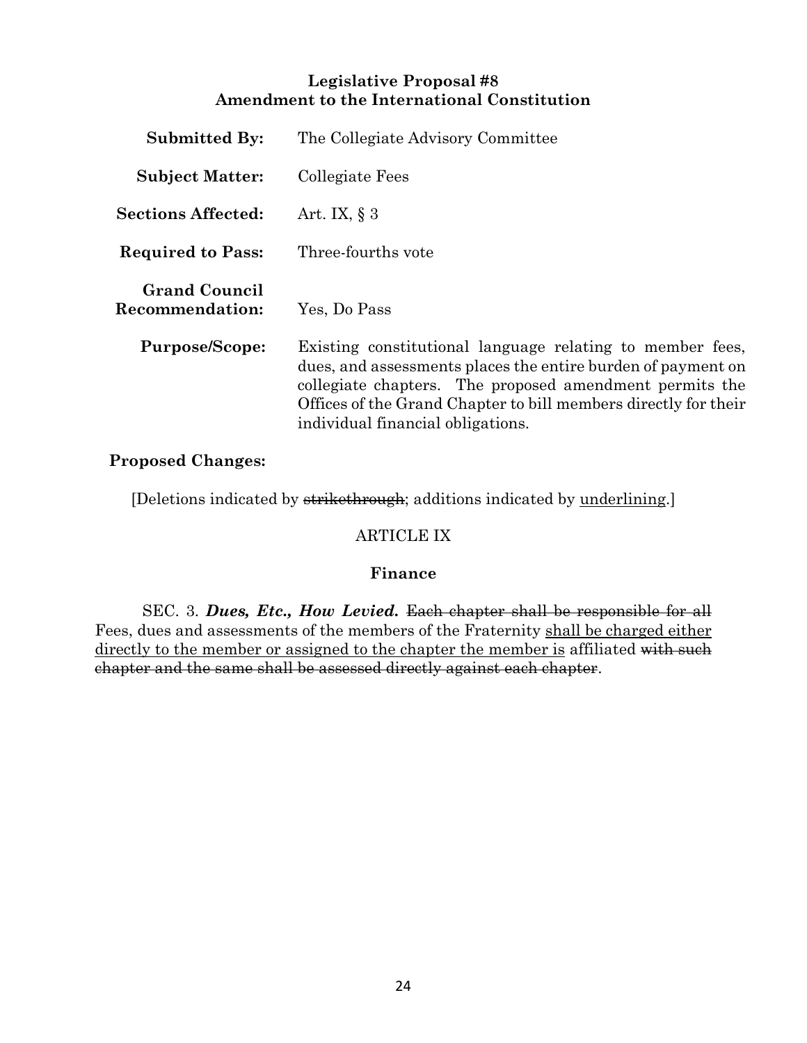**Legislative Proposal #8**
**Amendment to the International Constitution**

**Submitted By:** The Collegiate Advisory Committee

**Subject Matter:** Collegiate Fees

**Sections Affected:** Art. IX, § 3

**Required to Pass:** Three-fourths vote

**Grand Council Recommendation:** Yes, Do Pass

**Purpose/Scope:** Existing constitutional language relating to member fees, dues, and assessments places the entire burden of payment on collegiate chapters. The proposed amendment permits the Offices of the Grand Chapter to bill members directly for their individual financial obligations.

**Proposed Changes:**

[Deletions indicated by ~~strikethrough~~; additions indicated by <u>underlining</u>.]

ARTICLE IX

**Finance**

SEC. 3. ***Dues, Etc., How Levied.*** ~~Each chapter shall be responsible for all~~ Fees, dues and assessments of the members of the Fraternity <u>shall be charged either directly to the member or assigned to the chapter the member is</u> affiliated ~~with such chapter and the same shall be assessed directly against each chapter~~.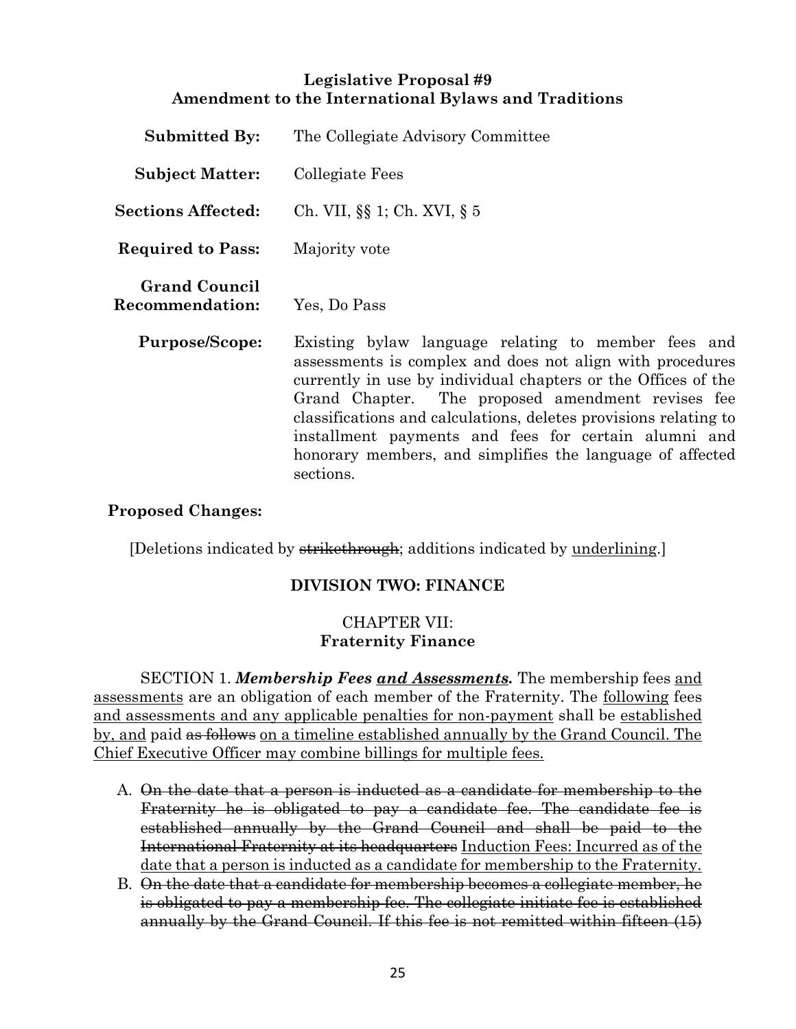**Legislative Proposal #9**
**Amendment to the International Bylaws and Traditions**

**Submitted By:** The Collegiate Advisory Committee

**Subject Matter:** Collegiate Fees

**Sections Affected:** Ch. VII, §§ 1; Ch. XVI, § 5

**Required to Pass:** Majority vote

**Grand Council Recommendation:** Yes, Do Pass

**Purpose/Scope:** Existing bylaw language relating to member fees and assessments is complex and does not align with procedures currently in use by individual chapters or the Offices of the Grand Chapter. The proposed amendment revises fee classifications and calculations, deletes provisions relating to installment payments and fees for certain alumni and honorary members, and simplifies the language of affected sections.

**Proposed Changes:**

[Deletions indicated by ~~strikethrough~~; additions indicated by <u>underlining</u>.]

## DIVISION TWO: FINANCE

### CHAPTER VII: **Fraternity Finance**

SECTION 1. ***Membership Fees <u>and Assessments</u>.*** The membership fees <u>and assessments</u> are an obligation of each member of the Fraternity. The <u>following</u> fees <u>and assessments and any applicable penalties for non-payment</u> shall be <u>established by, and</u> paid ~~as follows~~ <u>on a timeline established annually by the Grand Council. The Chief Executive Officer may combine billings for multiple fees.</u>

A. ~~On the date that a person is inducted as a candidate for membership to the Fraternity he is obligated to pay a candidate fee. The candidate fee is established annually by the Grand Council and shall be paid to the International Fraternity at its headquarters~~ <u>Induction Fees: Incurred as of the date that a person is inducted as a candidate for membership to the Fraternity.</u>

B. ~~On the date that a candidate for membership becomes a collegiate member, he is obligated to pay a membership fee. The collegiate initiate fee is established annually by the Grand Council. If this fee is not remitted within fifteen (15)~~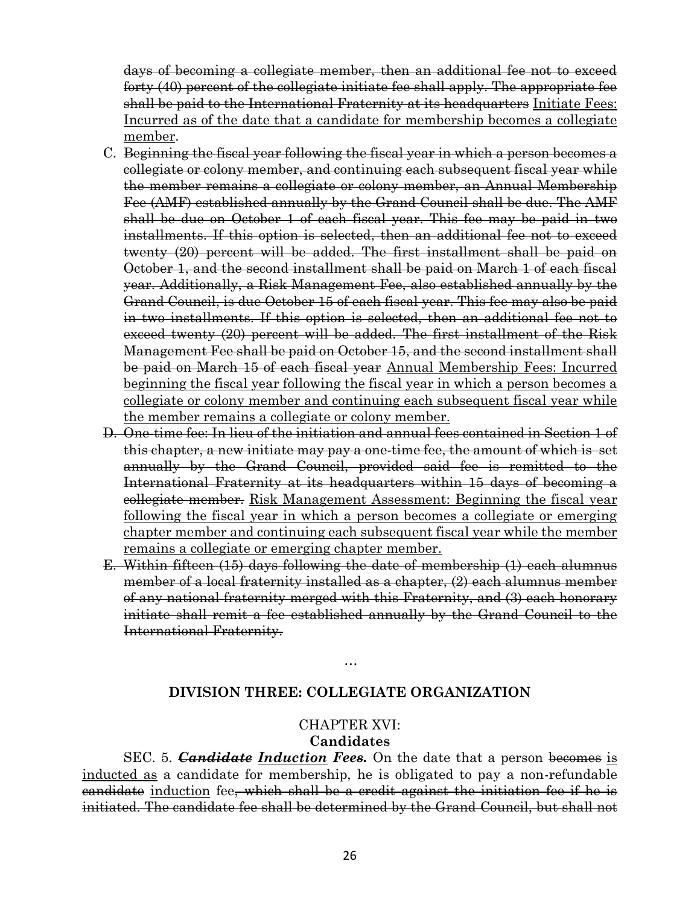~~days of becoming a collegiate member, then an additional fee not to exceed forty (40) percent of the collegiate initiate fee shall apply. The appropriate fee shall be paid to the International Fraternity at its headquarters~~ <u>Initiate Fees: Incurred as of the date that a candidate for membership becomes a collegiate member</u>.

C. ~~Beginning the fiscal year following the fiscal year in which a person becomes a collegiate or colony member, and continuing each subsequent fiscal year while the member remains a collegiate or colony member, an Annual Membership Fee (AMF) established annually by the Grand Council shall be due. The AMF shall be due on October 1 of each fiscal year. This fee may be paid in two installments. If this option is selected, then an additional fee not to exceed twenty (20) percent will be added. The first installment shall be paid on October 1, and the second installment shall be paid on March 1 of each fiscal year. Additionally, a Risk Management Fee, also established annually by the Grand Council, is due October 15 of each fiscal year. This fee may also be paid in two installments. If this option is selected, then an additional fee not to exceed twenty (20) percent will be added. The first installment of the Risk Management Fee shall be paid on October 15, and the second installment shall be paid on March 15 of each fiscal year~~ <u>Annual Membership Fees: Incurred beginning the fiscal year following the fiscal year in which a person becomes a collegiate or colony member and continuing each subsequent fiscal year while the member remains a collegiate or colony member.</u>

D. ~~One-time fee: In lieu of the initiation and annual fees contained in Section 1 of this chapter, a new initiate may pay a one-time fee, the amount of which is set annually by the Grand Council, provided said fee is remitted to the International Fraternity at its headquarters within 15 days of becoming a collegiate member.~~ <u>Risk Management Assessment: Beginning the fiscal year following the fiscal year in which a person becomes a collegiate or emerging chapter member and continuing each subsequent fiscal year while the member remains a collegiate or emerging chapter member.</u>

E. ~~Within fifteen (15) days following the date of membership (1) each alumnus member of a local fraternity installed as a chapter, (2) each alumnus member of any national fraternity merged with this Fraternity, and (3) each honorary initiate shall remit a fee established annually by the Grand Council to the International Fraternity.~~

…

## DIVISION THREE: COLLEGIATE ORGANIZATION

### CHAPTER XVI:
### Candidates

SEC. 5. ***~~Candidate~~ <u>Induction</u> Fees.*** On the date that a person ~~becomes~~ <u>is inducted as</u> a candidate for membership, he is obligated to pay a non-refundable ~~candidate~~ <u>induction</u> fee~~, which shall be a credit against the initiation fee if he is initiated. The candidate fee shall be determined by the Grand Council, but shall not~~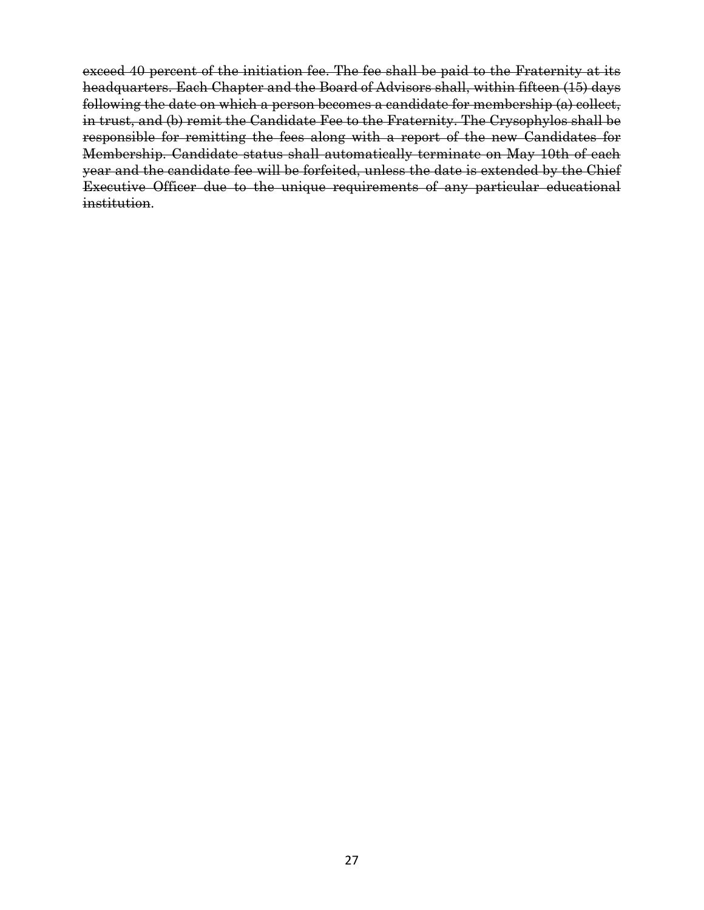~~exceed 40 percent of the initiation fee. The fee shall be paid to the Fraternity at its headquarters. Each Chapter and the Board of Advisors shall, within fifteen (15) days following the date on which a person becomes a candidate for membership (a) collect, in trust, and (b) remit the Candidate Fee to the Fraternity. The Crysophylos shall be responsible for remitting the fees along with a report of the new Candidates for Membership. Candidate status shall automatically terminate on May 10th of each year and the candidate fee will be forfeited, unless the date is extended by the Chief Executive Officer due to the unique requirements of any particular educational institution~~.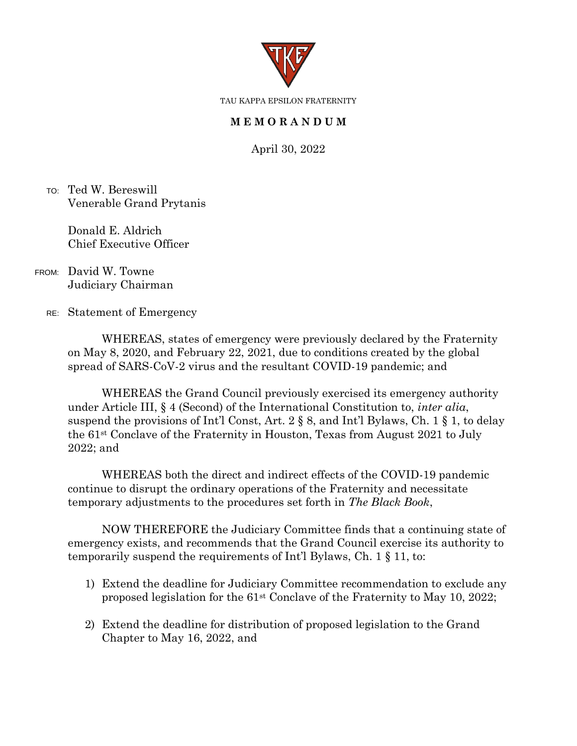TAU KAPPA EPSILON FRATERNITY

**M E M O R A N D U M**

April 30, 2022

TO: Ted W. Bereswill
Venerable Grand Prytanis

Donald E. Aldrich
Chief Executive Officer

FROM: David W. Towne
Judiciary Chairman

RE: Statement of Emergency

WHEREAS, states of emergency were previously declared by the Fraternity on May 8, 2020, and February 22, 2021, due to conditions created by the global spread of SARS-CoV-2 virus and the resultant COVID-19 pandemic; and

WHEREAS the Grand Council previously exercised its emergency authority under Article III, § 4 (Second) of the International Constitution to, *inter alia*, suspend the provisions of Int'l Const, Art. 2 § 8, and Int'l Bylaws, Ch. 1 § 1, to delay the 61st Conclave of the Fraternity in Houston, Texas from August 2021 to July 2022; and

WHEREAS both the direct and indirect effects of the COVID-19 pandemic continue to disrupt the ordinary operations of the Fraternity and necessitate temporary adjustments to the procedures set forth in *The Black Book*,

NOW THEREFORE the Judiciary Committee finds that a continuing state of emergency exists, and recommends that the Grand Council exercise its authority to temporarily suspend the requirements of Int'l Bylaws, Ch. 1 § 11, to:

1) Extend the deadline for Judiciary Committee recommendation to exclude any proposed legislation for the 61st Conclave of the Fraternity to May 10, 2022;
2) Extend the deadline for distribution of proposed legislation to the Grand Chapter to May 16, 2022, and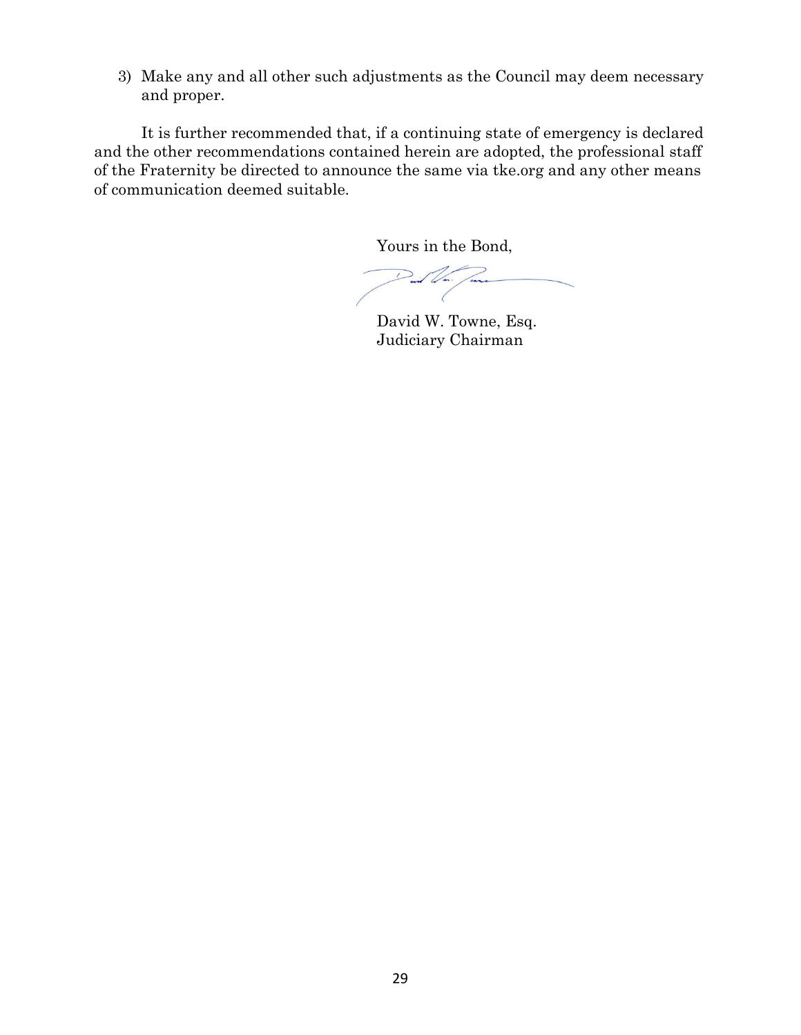3) Make any and all other such adjustments as the Council may deem necessary and proper.

It is further recommended that, if a continuing state of emergency is declared and the other recommendations contained herein are adopted, the professional staff of the Fraternity be directed to announce the same via tke.org and any other means of communication deemed suitable.

Yours in the Bond,

David W. Towne, Esq.
Judiciary Chairman